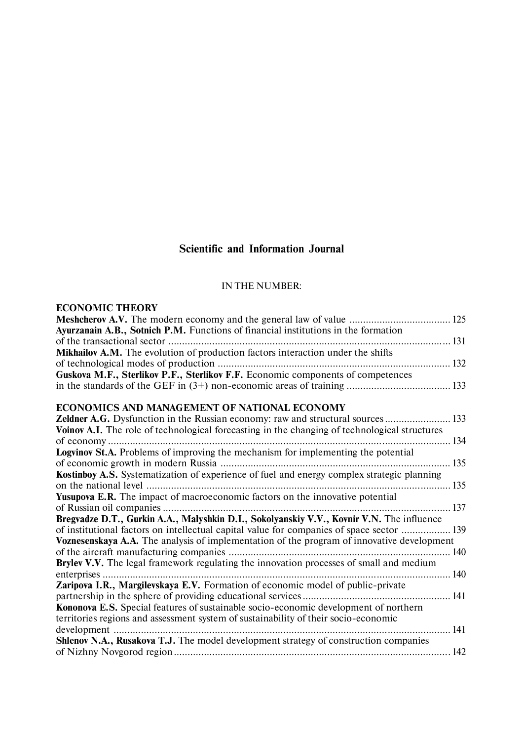## Scientific and Information Journal

IN THE NUMBER:

### ECONOMIC THEORY

**Meshcherov A.V.** The modern economy and the general law of value ..................................... 125

**Ayurzanain A.B., Sotnich P.M.** Functions of financial institutions in the formation of the transactional sector ........................................................................................................ 131

**Mikhailov A.M.** The evolution of production factors interaction under the shifts of technological modes of production ..................................................................................... 132

**Guskova M.F., Sterlikov P.F., Sterlikov F.F.** Economic components of competences in the standards of the GEF in (3+) non-economic areas of training ...................................... 133

### ECONOMICS AND MANAGEMENT OF NATIONAL ECONOMY

**Zeldner A.G.** Dysfunction in the Russian economy: raw and structural sources ........................ 133

**Voinov A.I.** The role of technological forecasting in the changing of technological structures of economy ............................................................................................................................. 134

**Logvinov St.A.** Problems of improving the mechanism for implementing the potential of economic growth in modern Russia .................................................................................... 135

**Kostinboy A.S.** Systematization of experience of fuel and energy complex strategic planning on the national level ............................................................................................................... 135

**Yusupova E.R.** The impact of macroeconomic factors on the innovative potential of Russian oil companies ......................................................................................................... 137

**Bregvadze D.T., Gurkin A.A., Malyshkin D.I., Sokolyanskiy V.V., Kovnir V.N.** The influence of institutional factors on intellectual capital value for companies of space sector .................. 139

**Voznesenskaya A.A.** The analysis of implementation of the program of innovative development of the aircraft manufacturing companies ................................................................................. 140

**Brylev V.V.** The legal framework regulating the innovation processes of small and medium enterprises ............................................................................................................................... 140

**Zaripova I.R., Margilevskaya E.V.** Formation of economic model of public-private partnership in the sphere of providing educational services ...................................................... 141

**Kononova E.S.** Special features of sustainable socio-economic development of northern territories regions and assessment system of sustainability of their socio-economic development ........................................................................................................................... 141

**Shlenov N.A., Rusakova T.J.** The model development strategy of construction companies of Nizhny Novgorod region ..................................................................................................... 142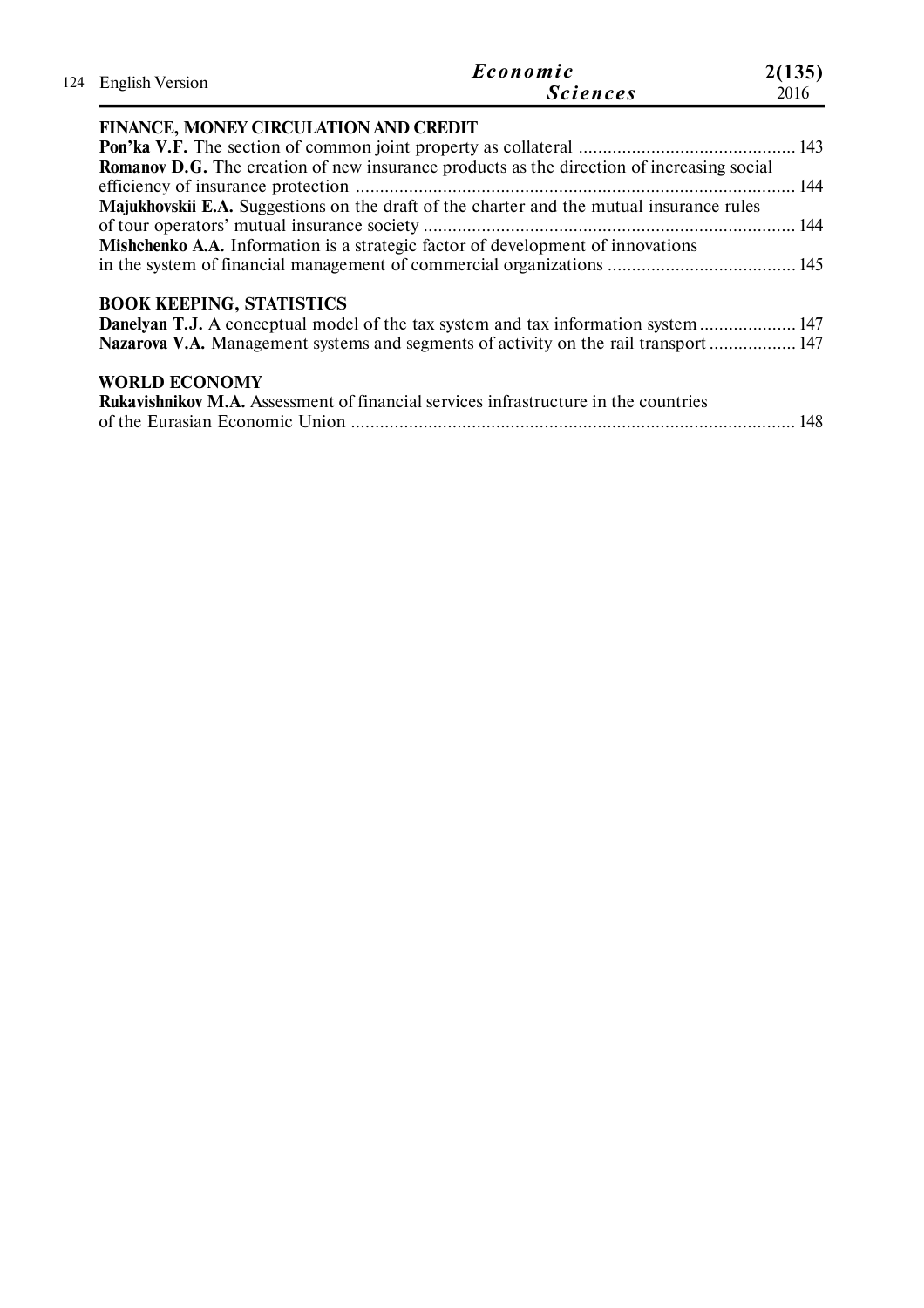## FINANCE, MONEY CIRCULATION AND CREDIT

**Pon'ka V.F.** The section of common joint property as collateral ............................................. 143

**Romanov D.G.** The creation of new insurance products as the direction of increasing social efficiency of insurance protection ............................................................................................ 144

**Majukhovskii E.A.** Suggestions on the draft of the charter and the mutual insurance rules of tour operators' mutual insurance society ............................................................................. 144

**Mishchenko A.A.** Information is a strategic factor of development of innovations in the system of financial management of commercial organizations ....................................... 145

## BOOK KEEPING, STATISTICS

**Danelyan T.J.** A conceptual model of the tax system and tax information system .................... 147

**Nazarova V.A.** Management systems and segments of activity on the rail transport .................. 147

## WORLD ECONOMY

**Rukavishnikov M.A.** Assessment of financial services infrastructure in the countries of the Eurasian Economic Union ............................................................................................ 148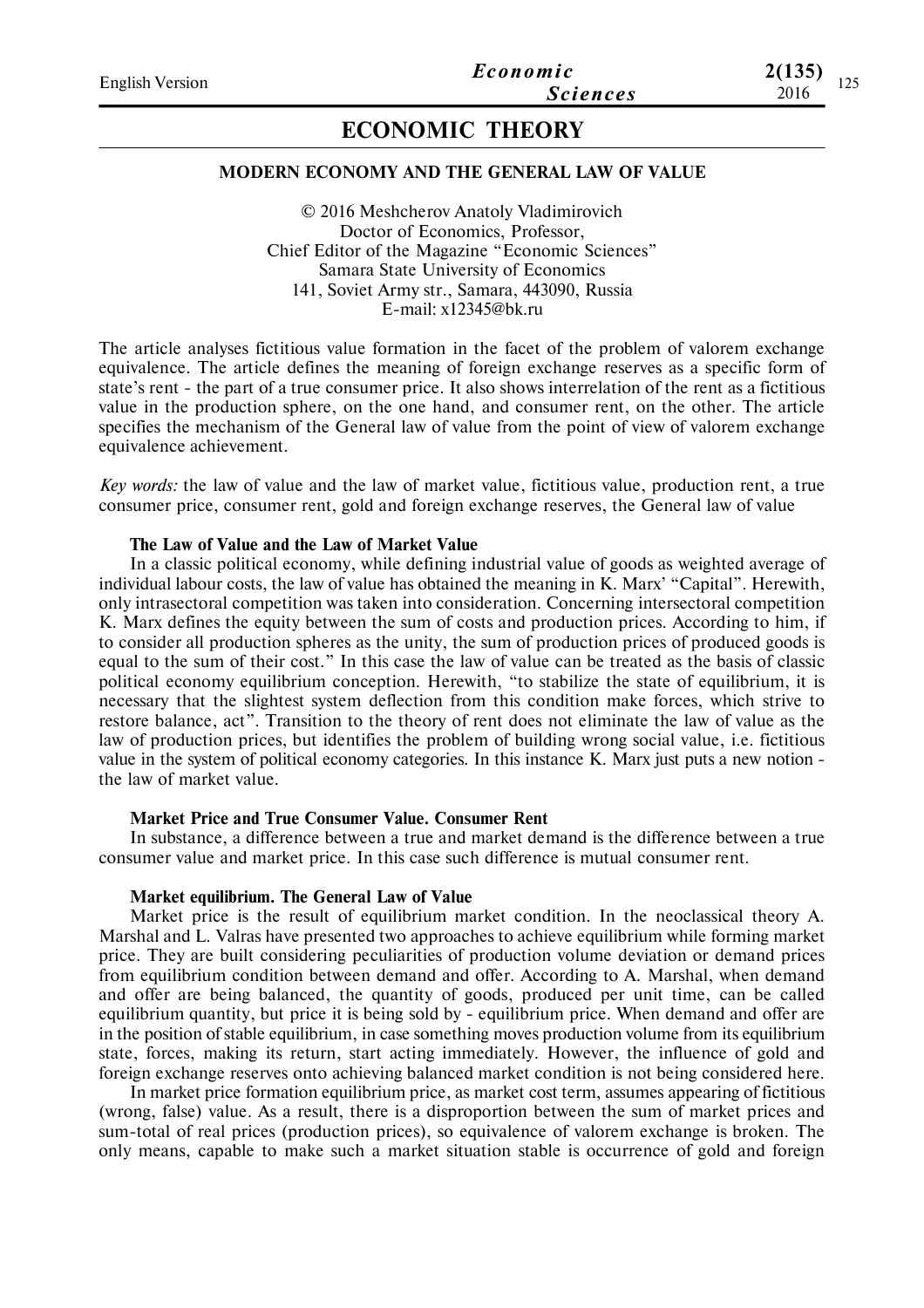# ECONOMIC THEORY

## MODERN ECONOMY AND THE GENERAL LAW OF VALUE

© 2016 Meshcherov Anatoly Vladimirovich
Doctor of Economics, Professor,
Chief Editor of the Magazine "Economic Sciences"
Samara State University of Economics
141, Soviet Army str., Samara, 443090, Russia
E-mail: x12345@bk.ru

The article analyses fictitious value formation in the facet of the problem of valorem exchange equivalence. The article defines the meaning of foreign exchange reserves as a specific form of state's rent - the part of a true consumer price. It also shows interrelation of the rent as a fictitious value in the production sphere, on the one hand, and consumer rent, on the other. The article specifies the mechanism of the General law of value from the point of view of valorem exchange equivalence achievement.

*Key words:* the law of value and the law of market value, fictitious value, production rent, a true consumer price, consumer rent, gold and foreign exchange reserves, the General law of value

### The Law of Value and the Law of Market Value

In a classic political economy, while defining industrial value of goods as weighted average of individual labour costs, the law of value has obtained the meaning in K. Marx' "Capital". Herewith, only intrasectoral competition was taken into consideration. Concerning intersectoral competition K. Marx defines the equity between the sum of costs and production prices. According to him, if to consider all production spheres as the unity, the sum of production prices of produced goods is equal to the sum of their cost." In this case the law of value can be treated as the basis of classic political economy equilibrium conception. Herewith, "to stabilize the state of equilibrium, it is necessary that the slightest system deflection from this condition make forces, which strive to restore balance, act". Transition to the theory of rent does not eliminate the law of value as the law of production prices, but identifies the problem of building wrong social value, i.e. fictitious value in the system of political economy categories. In this instance K. Marx just puts a new notion - the law of market value.

### Market Price and True Consumer Value. Consumer Rent

In substance, a difference between a true and market demand is the difference between a true consumer value and market price. In this case such difference is mutual consumer rent.

### Market equilibrium. The General Law of Value

Market price is the result of equilibrium market condition. In the neoclassical theory A. Marshal and L. Valras have presented two approaches to achieve equilibrium while forming market price. They are built considering peculiarities of production volume deviation or demand prices from equilibrium condition between demand and offer. According to A. Marshal, when demand and offer are being balanced, the quantity of goods, produced per unit time, can be called equilibrium quantity, but price it is being sold by - equilibrium price. When demand and offer are in the position of stable equilibrium, in case something moves production volume from its equilibrium state, forces, making its return, start acting immediately. However, the influence of gold and foreign exchange reserves onto achieving balanced market condition is not being considered here.

In market price formation equilibrium price, as market cost term, assumes appearing of fictitious (wrong, false) value. As a result, there is a disproportion between the sum of market prices and sum-total of real prices (production prices), so equivalence of valorem exchange is broken. The only means, capable to make such a market situation stable is occurrence of gold and foreign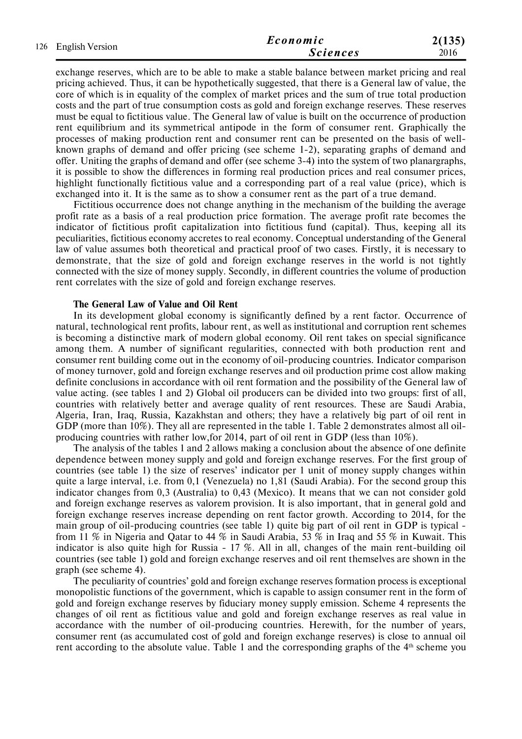exchange reserves, which are to be able to make a stable balance between market pricing and real pricing achieved. Thus, it can be hypothetically suggested, that there is a General law of value, the core of which is in equality of the complex of market prices and the sum of true total production costs and the part of true consumption costs as gold and foreign exchange reserves. These reserves must be equal to fictitious value. The General law of value is built on the occurrence of production rent equilibrium and its symmetrical antipode in the form of consumer rent. Graphically the processes of making production rent and consumer rent can be presented on the basis of well-known graphs of demand and offer pricing (see scheme 1-2), separating graphs of demand and offer. Uniting the graphs of demand and offer (see scheme 3-4) into the system of two planargraphs, it is possible to show the differences in forming real production prices and real consumer prices, highlight functionally fictitious value and a corresponding part of a real value (price), which is exchanged into it. It is the same as to show a consumer rent as the part of a true demand.

Fictitious occurrence does not change anything in the mechanism of the building the average profit rate as a basis of a real production price formation. The average profit rate becomes the indicator of fictitious profit capitalization into fictitious fund (capital). Thus, keeping all its peculiarities, fictitious economy accretes to real economy. Conceptual understanding of the General law of value assumes both theoretical and practical proof of two cases. Firstly, it is necessary to demonstrate, that the size of gold and foreign exchange reserves in the world is not tightly connected with the size of money supply. Secondly, in different countries the volume of production rent correlates with the size of gold and foreign exchange reserves.

### The General Law of Value and Oil Rent

In its development global economy is significantly defined by a rent factor. Occurrence of natural, technological rent profits, labour rent, as well as institutional and corruption rent schemes is becoming a distinctive mark of modern global economy. Oil rent takes on special significance among them. A number of significant regularities, connected with both production rent and consumer rent building come out in the economy of oil-producing countries. Indicator comparison of money turnover, gold and foreign exchange reserves and oil production prime cost allow making definite conclusions in accordance with oil rent formation and the possibility of the General law of value acting. (see tables 1 and 2) Global oil producers can be divided into two groups: first of all, countries with relatively better and average quality of rent resources. These are Saudi Arabia, Algeria, Iran, Iraq, Russia, Kazakhstan and others; they have a relatively big part of oil rent in GDP (more than 10%). They all are represented in the table 1. Table 2 demonstrates almost all oil-producing countries with rather low,for 2014, part of oil rent in GDP (less than 10%).

The analysis of the tables 1 and 2 allows making a conclusion about the absence of one definite dependence between money supply and gold and foreign exchange reserves. For the first group of countries (see table 1) the size of reserves' indicator per 1 unit of money supply changes within quite a large interval, i.e. from 0,1 (Venezuela) no 1,81 (Saudi Arabia). For the second group this indicator changes from 0,3 (Australia) to 0,43 (Mexico). It means that we can not consider gold and foreign exchange reserves as valorem provision. It is also important, that in general gold and foreign exchange reserves increase depending on rent factor growth. According to 2014, for the main group of oil-producing countries (see table 1) quite big part of oil rent in GDP is typical - from 11 % in Nigeria and Qatar to 44 % in Saudi Arabia, 53 % in Iraq and 55 % in Kuwait. This indicator is also quite high for Russia - 17 %. All in all, changes of the main rent-building oil countries (see table 1) gold and foreign exchange reserves and oil rent themselves are shown in the graph (see scheme 4).

The peculiarity of countries' gold and foreign exchange reserves formation process is exceptional monopolistic functions of the government, which is capable to assign consumer rent in the form of gold and foreign exchange reserves by fiduciary money supply emission. Scheme 4 represents the changes of oil rent as fictitious value and gold and foreign exchange reserves as real value in accordance with the number of oil-producing countries. Herewith, for the number of years, consumer rent (as accumulated cost of gold and foreign exchange reserves) is close to annual oil rent according to the absolute value. Table 1 and the corresponding graphs of the 4th scheme you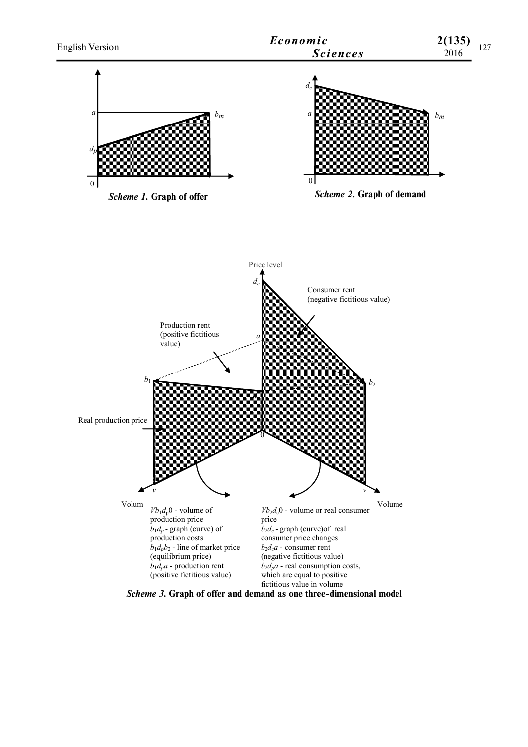*Scheme 1.* **Graph of offer**

*Scheme 2.* **Graph of demand**

$Vb_1d_p0$ - volume of production price
$b_1d_p$ - graph (curve) of production costs
$b_1d_pb_2$ - line of market price (equilibrium price)
$b_1d_pa$ - production rent (positive fictitious value)

$Vb_2d_c0$ - volume or real consumer price
$b_2d_c$ - graph (curve)of real consumer price changes
$b_2d_ca$ - consumer rent (negative fictitious value)
$b_2d_pa$ - real consumption costs, which are equal to positive fictitious value in volume

*Scheme 3.* **Graph of offer and demand as one three-dimensional model**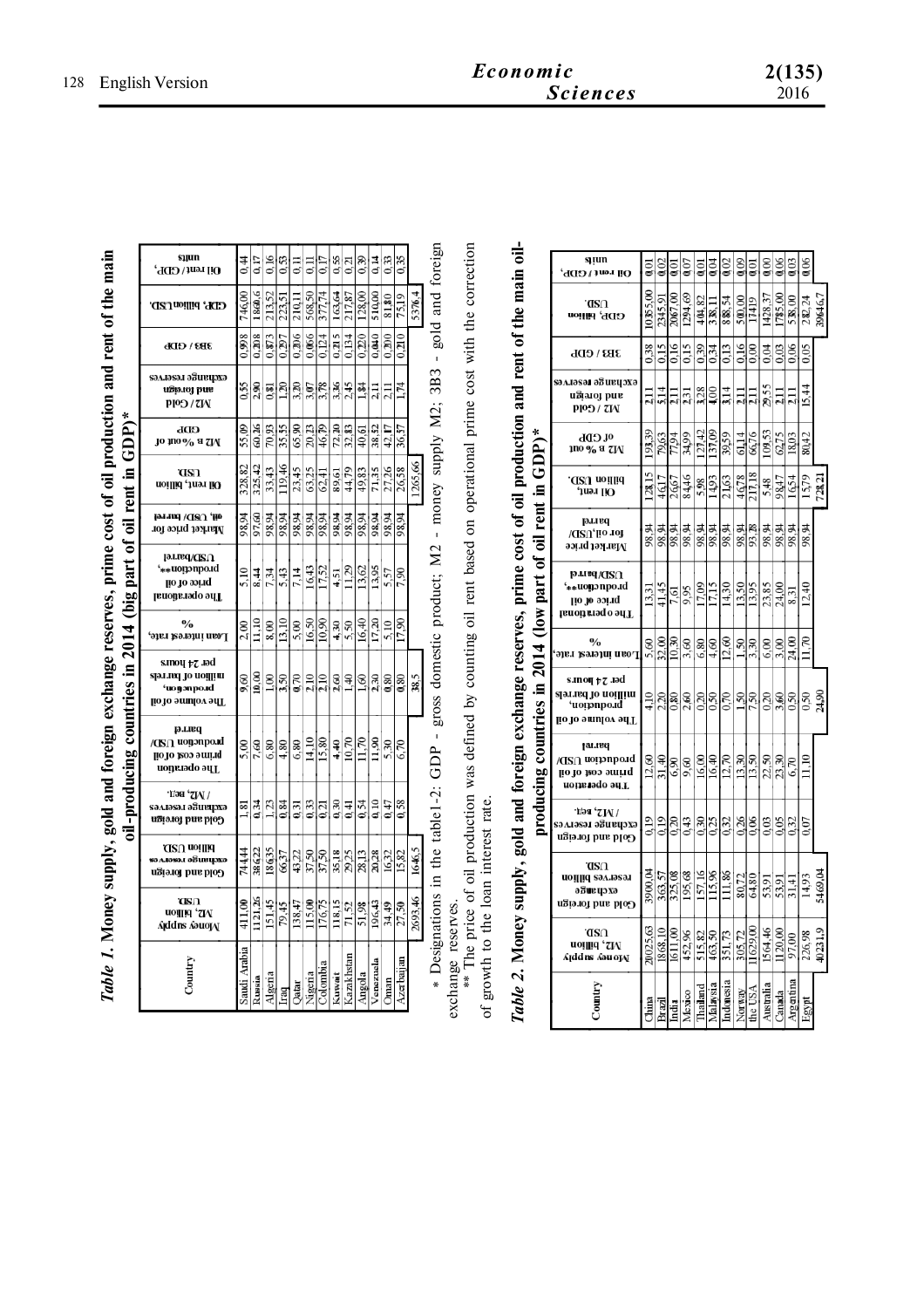*Table 1.* **Money supply, gold and foreign exchange reserves, prime cost of oil production and rent of the main oil-producing countries in 2014 (big part of oil rent in GDP)\***

| Country | Money supply M2, billion USD | Gold and foreign exchange reserves billion USD | Gold and foreign exchange reserves / M2, rel. | The operation prime cost of oil production USD/barrel | The volume of oil production, million of barrels per 24 hours | Loan interest rate, % | The operational price of oil production\*\*, USD/barrel | Market price for oil, USD/barrel | Oil rent, billion USD | M2 в % out of GDP | M2 / Gold and foreign exchange reserves | 3B3 / GDP | GDP, billion USD | Oil rent / GDP, units |
|---|---|---|---|---|---|---|---|---|---|---|---|---|---|---|
| Saudi Arabia | 411,00 | 744,44 | 1,81 | 5,00 | 9,60 | 2,00 | 5,10 | 98,94 | 328,82 | 55,09 | 0,55 | 0,998 | 746,00 | 0,44 |
| Russia | 1121,26 | 386,22 | 0,34 | 7,60 | 10,00 | 11,10 | 8,44 | 97,60 | 325,42 | 60,26 | 2,90 | 0,208 | 1860,6 | 0,17 |
| Algeria | 151,45 | 186,35 | 1,23 | 6,80 | 1,00 | 8,00 | 7,34 | 98,94 | 33,43 | 70,93 | 0,81 | 0,873 | 213,52 | 0,16 |
| Iraq | 79,45 | 66,37 | 0,84 | 4,80 | 3,50 | 13,10 | 5,43 | 98,94 | 119,46 | 35,35 | 1,20 | 0,297 | 223,51 | 0,53 |
| Qatar | 138,47 | 43,22 | 0,31 | 6,80 | 0,70 | 5,00 | 7,14 | 98,94 | 23,45 | 65,90 | 3,20 | 0,206 | 210,11 | 0,11 |
| Nigeria | 115,00 | 37,50 | 0,33 | 14,10 | 2,10 | 16,50 | 16,43 | 98,94 | 63,25 | 20,23 | 3,07 | 0,066 | 568,50 | 0,11 |
| Colombia | 176,75 | 37,50 | 0,21 | 15,80 | 2,10 | 10,90 | 17,52 | 98,94 | 62,41 | 46,79 | 3,78 | 0,124 | 377,74 | 0,17 |
| Kuwait | 118,15 | 35,18 | 0,30 | 4,40 | 2,60 | 4,30 | 4,51 | 98,94 | 89,61 | 72,20 | 3,36 | 0,215 | 163,64 | 0,55 |
| Kazakhstan | 71,52 | 29,25 | 0,41 | 10,70 | 1,40 | 5,50 | 11,29 | 98,94 | 44,79 | 32,83 | 2,45 | 0,134 | 217,87 | 0,21 |
| Angola | 51,98 | 28,13 | 0,54 | 11,70 | 1,60 | 16,40 | 13,62 | 98,94 | 49,83 | 40,61 | 1,84 | 0,220 | 128,00 | 0,39 |
| Venezuela | 196,43 | 20,28 | 0,10 | 11,90 | 2,30 | 17,20 | 13,95 | 98,94 | 71,35 | 38,52 | 2,11 | 0,040 | 510,00 | 0,14 |
| Oman | 34,49 | 16,32 | 0,47 | 5,30 | 0,80 | 5,10 | 5,57 | 98,94 | 27,26 | 42,17 | 2,11 | 0,200 | 81,80 | 0,33 |
| Azerbaijan | 27,50 | 15,82 | 0,58 | 6,70 | 0,80 | 17,90 | 7,90 | 98,94 | 26,58 | 36,57 | 1,74 | 0,210 | 75,19 | 0,35 |
| | 2693,46 | 1646,5 | | | 38,5 | | | | 1265,66 | | | | 5376,4 | |

\* Designations in the table1-2: GDP - gross domestic product; M2 - money supply M2; 3B3 - gold and foreign exchange reserves.

\*\* The price of oil production was defined by counting oil rent based on operational prime cost with the correction of growth to the loan interest rate.

*Table 2.* **Money supply, gold and foreign exchange reserves, prime cost of oil production and rent of the main oil-producing countries in 2014 (low part of oil rent in GDP)\***

| Country | Money supply M2, billion USD | Gold and foreign exchange reserves billion USD | Gold and foreign exchange reserves / M2, rel. | The operation prime cost of oil production USD/barrel | The volume of oil production, million of barrels per 24 hours | Loan interest rate, % | The operational price of oil production\*\*, USD/barrel | Market price for oil, USD/barrel | Oil rent, billion USD | M2 в % out of GDP | M2 / Gold and foreign exchange reserves | 3B3 / GDP | GDP, billion USD | Oil rent / GDP, units |
|---|---|---|---|---|---|---|---|---|---|---|---|---|---|---|
| China | 20025,63 | 3900,04 | 0,19 | 12,60 | 4,10 | 5,60 | 13,31 | 98,94 | 128,15 | 193,39 | 2,11 | 0,38 | 10355,00 | 0,01 |
| Brazil | 1868,10 | 363,57 | 0,19 | 31,40 | 2,20 | 32,00 | 41,45 | 98,94 | 46,17 | 79,63 | 5,14 | 0,15 | 2345,91 | 0,02 |
| India | 1611,00 | 325,08 | 0,20 | 6,90 | 0,80 | 10,30 | 7,61 | 98,94 | 26,67 | 77,94 | 2,11 | 0,16 | 2067,00 | 0,01 |
| Mexico | 452,96 | 195,68 | 0,43 | 9,60 | 2,60 | 3,60 | 9,95 | 98,94 | 84,46 | 34,99 | 2,31 | 0,15 | 1294,69 | 0,07 |
| Thailand | 515,82 | 157,16 | 0,30 | 16,00 | 0,20 | 6,80 | 17,09 | 98,94 | 5,98 | 127,42 | 3,28 | 0,39 | 404,82 | 0,01 |
| Malaysia | 463,50 | 115,96 | 0,25 | 16,40 | 0,50 | 4,60 | 17,15 | 98,94 | 14,93 | 137,09 | 4,00 | 0,34 | 338,11 | 0,04 |
| Indonesia | 351,73 | 111,86 | 0,32 | 12,70 | 0,70 | 12,60 | 14,30 | 98,94 | 21,63 | 39,59 | 3,14 | 0,13 | 888,54 | 0,02 |
| Norway | 305,72 | 80,72 | 0,26 | 13,30 | 1,50 | 1,50 | 13,50 | 98,94 | 46,78 | 61,14 | 2,11 | 0,16 | 500,00 | 0,09 |
| the USA | 11629,00 | 64,80 | 0,06 | 13,50 | 7,50 | 3,30 | 13,95 | 93,28 | 217,18 | 66,76 | 2,11 | 0,00 | 17419 | 0,01 |
| Australia | 1564,46 | 53,91 | 0,03 | 22,50 | 0,20 | 6,00 | 23,85 | 98,94 | 5,48 | 109,53 | 29,55 | 0,04 | 1428,37 | 0,00 |
| Canada | 1120,00 | 53,91 | 0,05 | 23,30 | 3,60 | 3,00 | 24,00 | 98,94 | 98,47 | 62,75 | 2,11 | 0,03 | 1785,00 | 0,06 |
| Argentina | 97,00 | 31,41 | 0,32 | 6,70 | 0,50 | 24,00 | 8,31 | 98,94 | 16,54 | 18,03 | 2,11 | 0,06 | 538,00 | 0,03 |
| Egypt | 226,98 | 14,93 | 0,07 | 11,10 | 0,50 | 11,70 | 12,40 | 98,94 | 15,79 | 80,42 | 15,44 | 0,05 | 282,24 | 0,06 |
| | 40231,9 | 5469,04 | | | 24,90 | | | | 728,21 | | | | 39646,7 | |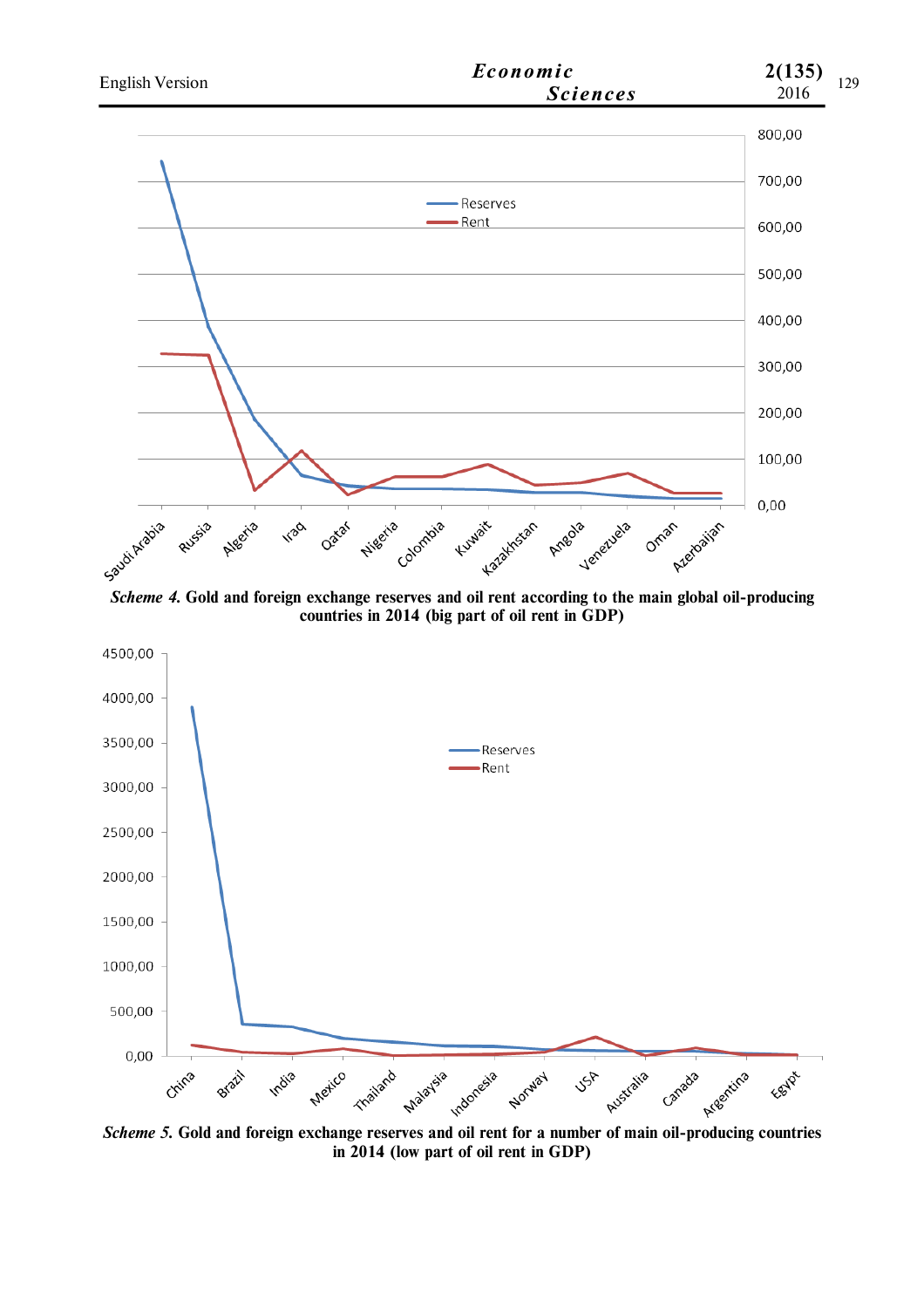*Scheme 4.* **Gold and foreign exchange reserves and oil rent according to the main global oil-producing countries in 2014 (big part of oil rent in GDP)**

*Scheme 5.* **Gold and foreign exchange reserves and oil rent for a number of main oil-producing countries in 2014 (low part of oil rent in GDP)**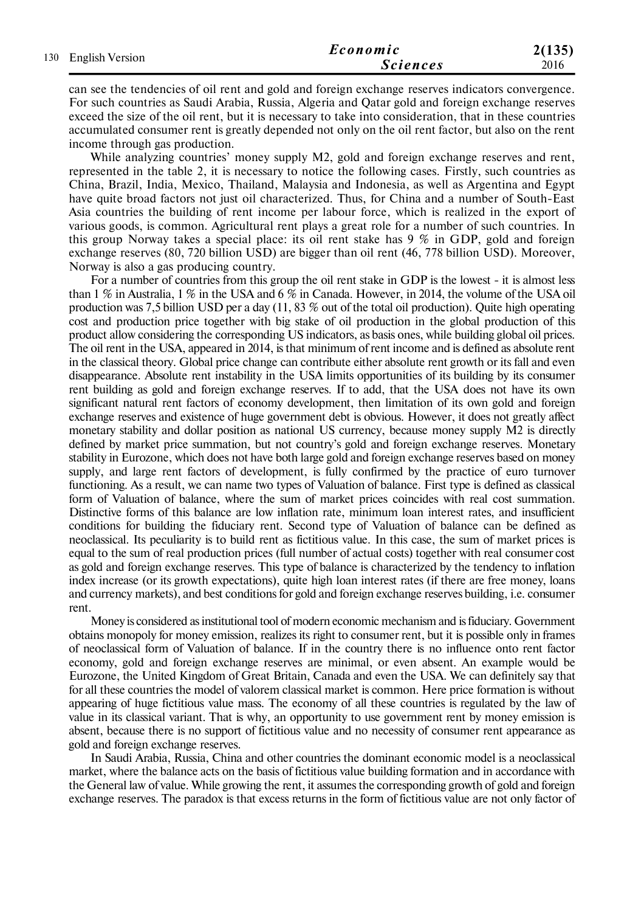can see the tendencies of oil rent and gold and foreign exchange reserves indicators convergence. For such countries as Saudi Arabia, Russia, Algeria and Qatar gold and foreign exchange reserves exceed the size of the oil rent, but it is necessary to take into consideration, that in these countries accumulated consumer rent is greatly depended not only on the oil rent factor, but also on the rent income through gas production.

While analyzing countries' money supply M2, gold and foreign exchange reserves and rent, represented in the table 2, it is necessary to notice the following cases. Firstly, such countries as China, Brazil, India, Mexico, Thailand, Malaysia and Indonesia, as well as Argentina and Egypt have quite broad factors not just oil characterized. Thus, for China and a number of South-East Asia countries the building of rent income per labour force, which is realized in the export of various goods, is common. Agricultural rent plays a great role for a number of such countries. In this group Norway takes a special place: its oil rent stake has 9 % in GDP, gold and foreign exchange reserves (80, 720 billion USD) are bigger than oil rent (46, 778 billion USD). Moreover, Norway is also a gas producing country.

For a number of countries from this group the oil rent stake in GDP is the lowest - it is almost less than 1 % in Australia, 1 % in the USA and 6 % in Canada. However, in 2014, the volume of the USA oil production was 7,5 billion USD per a day (11, 83 % out of the total oil production). Quite high operating cost and production price together with big stake of oil production in the global production of this product allow considering the corresponding US indicators, as basis ones, while building global oil prices. The oil rent in the USA, appeared in 2014, is that minimum of rent income and is defined as absolute rent in the classical theory. Global price change can contribute either absolute rent growth or its fall and even disappearance. Absolute rent instability in the USA limits opportunities of its building by its consumer rent building as gold and foreign exchange reserves. If to add, that the USA does not have its own significant natural rent factors of economy development, then limitation of its own gold and foreign exchange reserves and existence of huge government debt is obvious. However, it does not greatly affect monetary stability and dollar position as national US currency, because money supply M2 is directly defined by market price summation, but not country's gold and foreign exchange reserves. Monetary stability in Eurozone, which does not have both large gold and foreign exchange reserves based on money supply, and large rent factors of development, is fully confirmed by the practice of euro turnover functioning. As a result, we can name two types of Valuation of balance. First type is defined as classical form of Valuation of balance, where the sum of market prices coincides with real cost summation. Distinctive forms of this balance are low inflation rate, minimum loan interest rates, and insufficient conditions for building the fiduciary rent. Second type of Valuation of balance can be defined as neoclassical. Its peculiarity is to build rent as fictitious value. In this case, the sum of market prices is equal to the sum of real production prices (full number of actual costs) together with real consumer cost as gold and foreign exchange reserves. This type of balance is characterized by the tendency to inflation index increase (or its growth expectations), quite high loan interest rates (if there are free money, loans and currency markets), and best conditions for gold and foreign exchange reserves building, i.e. consumer rent.

Money is considered as institutional tool of modern economic mechanism and is fiduciary. Government obtains monopoly for money emission, realizes its right to consumer rent, but it is possible only in frames of neoclassical form of Valuation of balance. If in the country there is no influence onto rent factor economy, gold and foreign exchange reserves are minimal, or even absent. An example would be Eurozone, the United Kingdom of Great Britain, Canada and even the USA. We can definitely say that for all these countries the model of valorem classical market is common. Here price formation is without appearing of huge fictitious value mass. The economy of all these countries is regulated by the law of value in its classical variant. That is why, an opportunity to use government rent by money emission is absent, because there is no support of fictitious value and no necessity of consumer rent appearance as gold and foreign exchange reserves.

In Saudi Arabia, Russia, China and other countries the dominant economic model is a neoclassical market, where the balance acts on the basis of fictitious value building formation and in accordance with the General law of value. While growing the rent, it assumes the corresponding growth of gold and foreign exchange reserves. The paradox is that excess returns in the form of fictitious value are not only factor of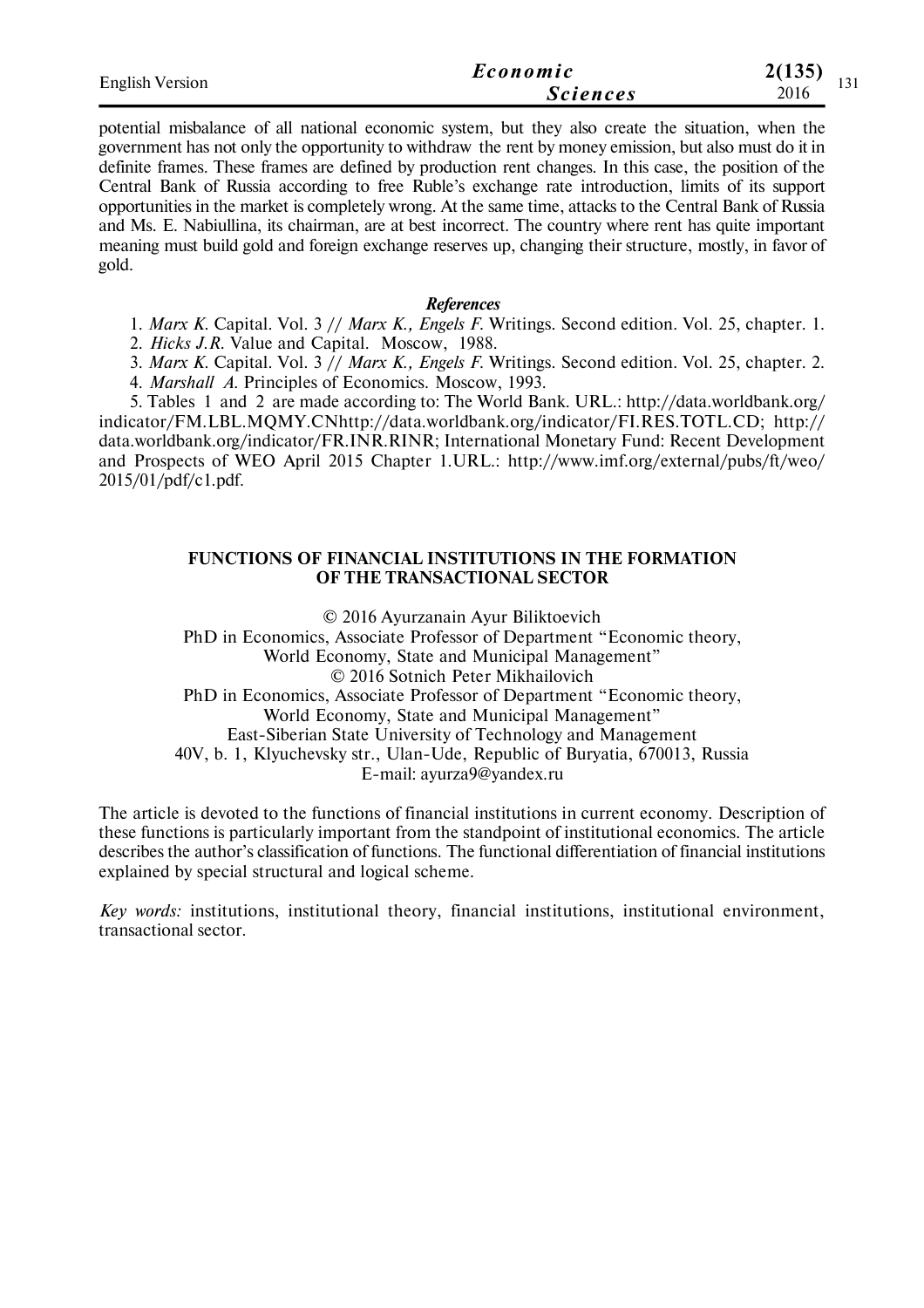potential misbalance of all national economic system, but they also create the situation, when the government has not only the opportunity to withdraw the rent by money emission, but also must do it in definite frames. These frames are defined by production rent changes. In this case, the position of the Central Bank of Russia according to free Ruble's exchange rate introduction, limits of its support opportunities in the market is completely wrong. At the same time, attacks to the Central Bank of Russia and Ms. E. Nabiullina, its chairman, are at best incorrect. The country where rent has quite important meaning must build gold and foreign exchange reserves up, changing their structure, mostly, in favor of gold.

### *References*

1. *Marx K.* Capital. Vol. 3 // *Marx K., Engels F.* Writings. Second edition. Vol. 25, chapter. 1.
2. *Hicks J.R.* Value and Capital. Moscow, 1988.
3. *Marx K.* Capital. Vol. 3 // *Marx K., Engels F.* Writings. Second edition. Vol. 25, chapter. 2.
4. *Marshall A.* Principles of Economics. Moscow, 1993.
5. Tables 1 and 2 are made according to: The World Bank. URL.: http://data.worldbank.org/indicator/FM.LBL.MQMY.CNhttp://data.worldbank.org/indicator/FI.RES.TOTL.CD; http://data.worldbank.org/indicator/FR.INR.RINR; International Monetary Fund: Recent Development and Prospects of WEO April 2015 Chapter 1.URL.: http://www.imf.org/external/pubs/ft/weo/2015/01/pdf/c1.pdf.

## FUNCTIONS OF FINANCIAL INSTITUTIONS IN THE FORMATION OF THE TRANSACTIONAL SECTOR

© 2016 Ayurzanain Ayur Biliktoevich
PhD in Economics, Associate Professor of Department "Economic theory, World Economy, State and Municipal Management"
© 2016 Sotnich Peter Mikhailovich
PhD in Economics, Associate Professor of Department "Economic theory, World Economy, State and Municipal Management"
East-Siberian State University of Technology and Management
40V, b. 1, Klyuchevsky str., Ulan-Ude, Republic of Buryatia, 670013, Russia
E-mail: ayurza9@yandex.ru

The article is devoted to the functions of financial institutions in current economy. Description of these functions is particularly important from the standpoint of institutional economics. The article describes the author's classification of functions. The functional differentiation of financial institutions explained by special structural and logical scheme.

*Key words:* institutions, institutional theory, financial institutions, institutional environment, transactional sector.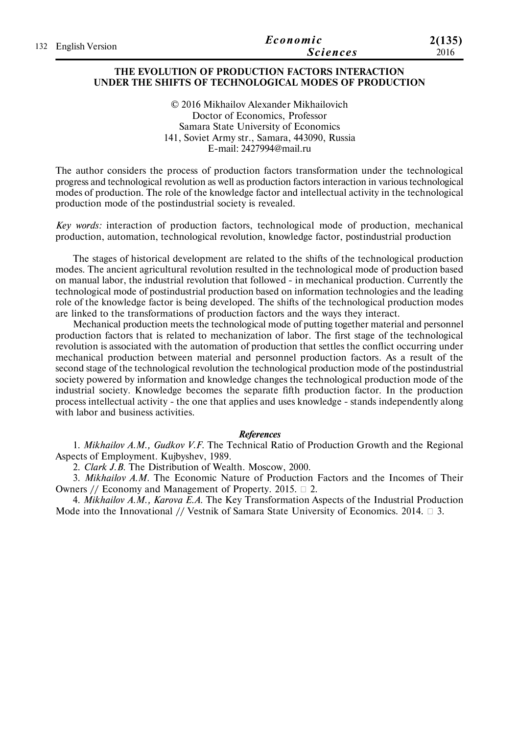# THE EVOLUTION OF PRODUCTION FACTORS INTERACTION UNDER THE SHIFTS OF TECHNOLOGICAL MODES OF PRODUCTION

© 2016 Mikhailov Alexander Mikhailovich
Doctor of Economics, Professor
Samara State University of Economics
141, Soviet Army str., Samara, 443090, Russia
E-mail: 2427994@mail.ru

The author considers the process of production factors transformation under the technological progress and technological revolution as well as production factors interaction in various technological modes of production. The role of the knowledge factor and intellectual activity in the technological production mode of the postindustrial society is revealed.

*Key words:* interaction of production factors, technological mode of production, mechanical production, automation, technological revolution, knowledge factor, postindustrial production

The stages of historical development are related to the shifts of the technological production modes. The ancient agricultural revolution resulted in the technological mode of production based on manual labor, the industrial revolution that followed - in mechanical production. Currently the technological mode of postindustrial production based on information technologies and the leading role of the knowledge factor is being developed. The shifts of the technological production modes are linked to the transformations of production factors and the ways they interact.

Mechanical production meets the technological mode of putting together material and personnel production factors that is related to mechanization of labor. The first stage of the technological revolution is associated with the automation of production that settles the conflict occurring under mechanical production between material and personnel production factors. As a result of the second stage of the technological revolution the technological production mode of the postindustrial society powered by information and knowledge changes the technological production mode of the industrial society. Knowledge becomes the separate fifth production factor. In the production process intellectual activity - the one that applies and uses knowledge - stands independently along with labor and business activities.

### References

1. *Mikhailov A.M., Gudkov V.F.* The Technical Ratio of Production Growth and the Regional Aspects of Employment. Kujbyshev, 1989.
2. *Clark J.B.* The Distribution of Wealth. Moscow, 2000.
3. *Mikhailov A.M.* The Economic Nature of Production Factors and the Incomes of Their Owners // Economy and Management of Property. 2015. № 2.
4. *Mikhailov A.M., Karova E.A.* The Key Transformation Aspects of the Industrial Production Mode into the Innovational // Vestnik of Samara State University of Economics. 2014. № 3.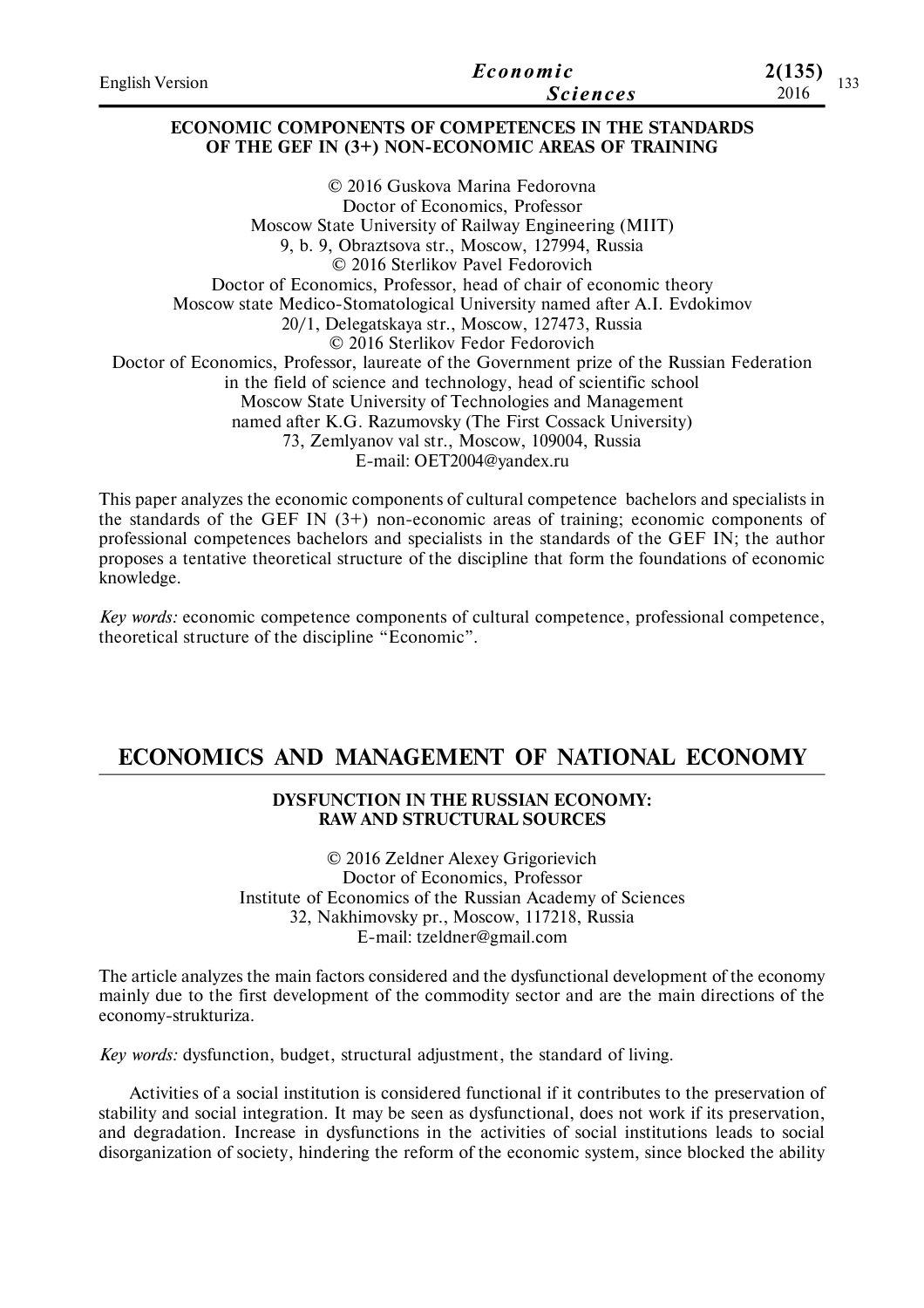### ECONOMIC COMPONENTS OF COMPETENCES IN THE STANDARDS OF THE GEF IN (3+) NON-ECONOMIC AREAS OF TRAINING

© 2016 Guskova Marina Fedorovna
Doctor of Economics, Professor
Moscow State University of Railway Engineering (MIIT)
9, b. 9, Obraztsova str., Moscow, 127994, Russia
© 2016 Sterlikov Pavel Fedorovich
Doctor of Economics, Professor, head of chair of economic theory
Moscow state Medico-Stomatological University named after A.I. Evdokimov
20/1, Delegatskaya str., Moscow, 127473, Russia
© 2016 Sterlikov Fedor Fedorovich
Doctor of Economics, Professor, laureate of the Government prize of the Russian Federation in the field of science and technology, head of scientific school
Moscow State University of Technologies and Management named after K.G. Razumovsky (The First Cossack University)
73, Zemlyanov val str., Moscow, 109004, Russia
E-mail: OET2004@yandex.ru

This paper analyzes the economic components of cultural competence bachelors and specialists in the standards of the GEF IN (3+) non-economic areas of training; economic components of professional competences bachelors and specialists in the standards of the GEF IN; the author proposes a tentative theoretical structure of the discipline that form the foundations of economic knowledge.

*Key words:* economic competence components of cultural competence, professional competence, theoretical structure of the discipline "Economic".

## ECONOMICS AND MANAGEMENT OF NATIONAL ECONOMY

### DYSFUNCTION IN THE RUSSIAN ECONOMY: RAW AND STRUCTURAL SOURCES

© 2016 Zeldner Alexey Grigorievich
Doctor of Economics, Professor
Institute of Economics of the Russian Academy of Sciences
32, Nakhimovsky pr., Moscow, 117218, Russia
E-mail: tzeldner@gmail.com

The article analyzes the main factors considered and the dysfunctional development of the economy mainly due to the first development of the commodity sector and are the main directions of the economy-strukturiza.

*Key words:* dysfunction, budget, structural adjustment, the standard of living.

Activities of a social institution is considered functional if it contributes to the preservation of stability and social integration. It may be seen as dysfunctional, does not work if its preservation, and degradation. Increase in dysfunctions in the activities of social institutions leads to social disorganization of society, hindering the reform of the economic system, since blocked the ability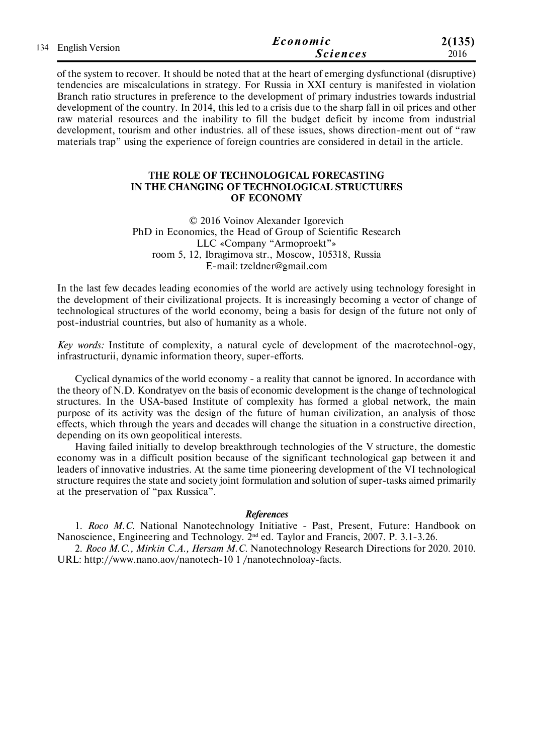of the system to recover. It should be noted that at the heart of emerging dysfunctional (disruptive) tendencies are miscalculations in strategy. For Russia in XXI century is manifested in violation Branch ratio structures in preference to the development of primary industries towards industrial development of the country. In 2014, this led to a crisis due to the sharp fall in oil prices and other raw material resources and the inability to fill the budget deficit by income from industrial development, tourism and other industries. all of these issues, shows direction-ment out of "raw materials trap" using the experience of foreign countries are considered in detail in the article.

## THE ROLE OF TECHNOLOGICAL FORECASTING IN THE CHANGING OF TECHNOLOGICAL STRUCTURES OF ECONOMY

© 2016 Voinov Alexander Igorevich
PhD in Economics, the Head of Group of Scientific Research
LLC «Company "Armoproekt"»
room 5, 12, Ibragimova str., Moscow, 105318, Russia
E-mail: tzeldner@gmail.com

In the last few decades leading economies of the world are actively using technology foresight in the development of their civilizational projects. It is increasingly becoming a vector of change of technological structures of the world economy, being a basis for design of the future not only of post-industrial countries, but also of humanity as a whole.

*Key words:* Institute of complexity, a natural cycle of development of the macrotechnol-ogy, infrastructurii, dynamic information theory, super-efforts.

Cyclical dynamics of the world economy - a reality that cannot be ignored. In accordance with the theory of N.D. Kondratyev on the basis of economic development is the change of technological structures. In the USA-based Institute of complexity has formed a global network, the main purpose of its activity was the design of the future of human civilization, an analysis of those effects, which through the years and decades will change the situation in a constructive direction, depending on its own geopolitical interests.

Having failed initially to develop breakthrough technologies of the V structure, the domestic economy was in a difficult position because of the significant technological gap between it and leaders of innovative industries. At the same time pioneering development of the VI technological structure requires the state and society joint formulation and solution of super-tasks aimed primarily at the preservation of "pax Russica".

### References

1. *Roco M.C.* National Nanotechnology Initiative - Past, Present, Future: Handbook on Nanoscience, Engineering and Technology. 2nd ed. Taylor and Francis, 2007. P. 3.1-3.26.
2. *Roco M.C., Mirkin C.A., Hersam M.C.* Nanotechnology Research Directions for 2020. 2010. URL: http://www.nano.aov/nanotech-10 1 /nanotechnoloay-facts.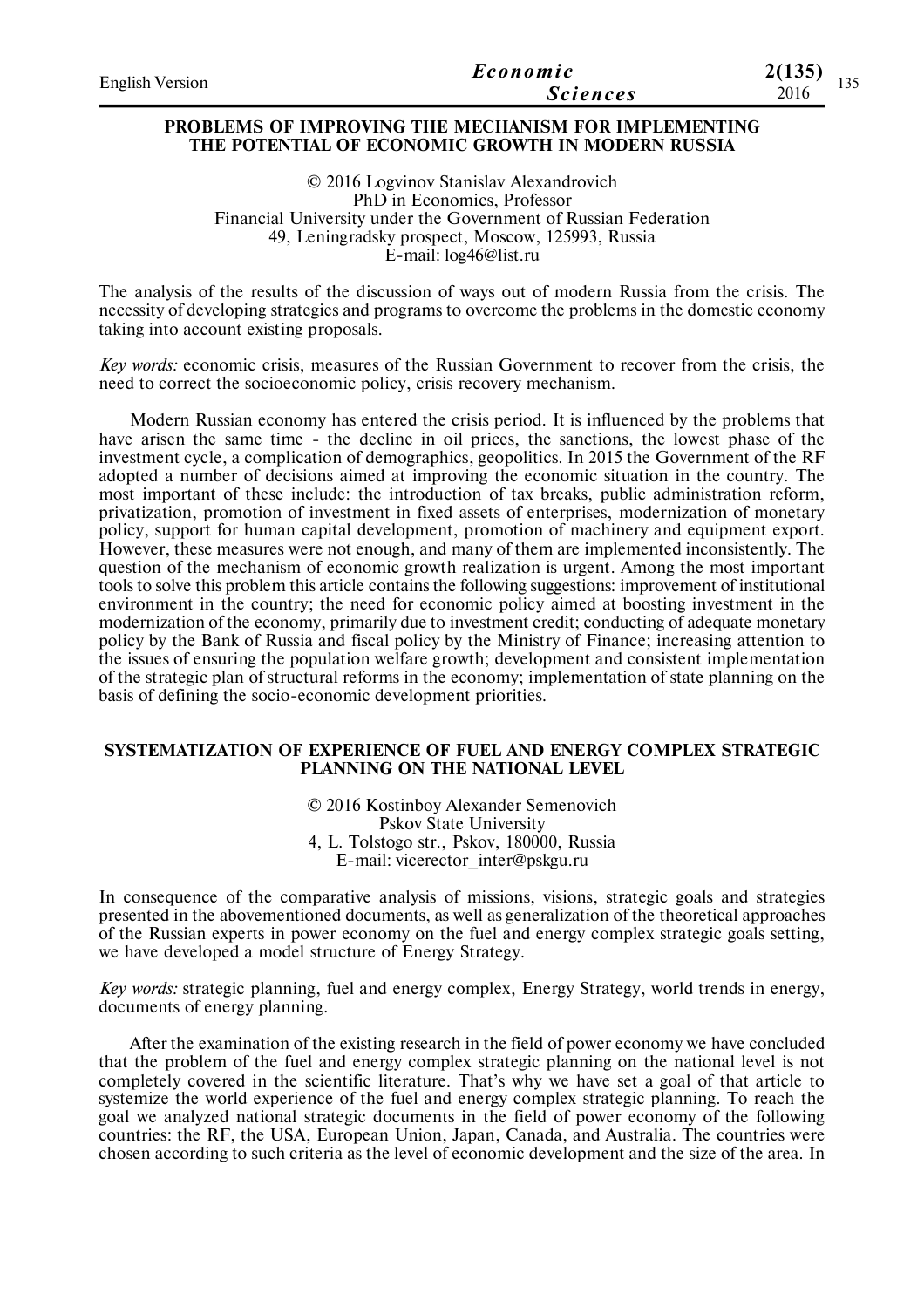## PROBLEMS OF IMPROVING THE MECHANISM FOR IMPLEMENTING THE POTENTIAL OF ECONOMIC GROWTH IN MODERN RUSSIA

© 2016 Logvinov Stanislav Alexandrovich
PhD in Economics, Professor
Financial University under the Government of Russian Federation
49, Leningradsky prospect, Moscow, 125993, Russia
E-mail: log46@list.ru

The analysis of the results of the discussion of ways out of modern Russia from the crisis. The necessity of developing strategies and programs to overcome the problems in the domestic economy taking into account existing proposals.

*Key words:* economic crisis, measures of the Russian Government to recover from the crisis, the need to correct the socioeconomic policy, crisis recovery mechanism.

Modern Russian economy has entered the crisis period. It is influenced by the problems that have arisen the same time - the decline in oil prices, the sanctions, the lowest phase of the investment cycle, a complication of demographics, geopolitics. In 2015 the Government of the RF adopted a number of decisions aimed at improving the economic situation in the country. The most important of these include: the introduction of tax breaks, public administration reform, privatization, promotion of investment in fixed assets of enterprises, modernization of monetary policy, support for human capital development, promotion of machinery and equipment export. However, these measures were not enough, and many of them are implemented inconsistently. The question of the mechanism of economic growth realization is urgent. Among the most important tools to solve this problem this article contains the following suggestions: improvement of institutional environment in the country; the need for economic policy aimed at boosting investment in the modernization of the economy, primarily due to investment credit; conducting of adequate monetary policy by the Bank of Russia and fiscal policy by the Ministry of Finance; increasing attention to the issues of ensuring the population welfare growth; development and consistent implementation of the strategic plan of structural reforms in the economy; implementation of state planning on the basis of defining the socio-economic development priorities.

## SYSTEMATIZATION OF EXPERIENCE OF FUEL AND ENERGY COMPLEX STRATEGIC PLANNING ON THE NATIONAL LEVEL

© 2016 Kostinboy Alexander Semenovich
Pskov State University
4, L. Tolstogo str., Pskov, 180000, Russia
E-mail: vicerector_inter@pskgu.ru

In consequence of the comparative analysis of missions, visions, strategic goals and strategies presented in the abovementioned documents, as well as generalization of the theoretical approaches of the Russian experts in power economy on the fuel and energy complex strategic goals setting, we have developed a model structure of Energy Strategy.

*Key words:* strategic planning, fuel and energy complex, Energy Strategy, world trends in energy, documents of energy planning.

After the examination of the existing research in the field of power economy we have concluded that the problem of the fuel and energy complex strategic planning on the national level is not completely covered in the scientific literature. That's why we have set a goal of that article to systemize the world experience of the fuel and energy complex strategic planning. To reach the goal we analyzed national strategic documents in the field of power economy of the following countries: the RF, the USA, European Union, Japan, Canada, and Australia. The countries were chosen according to such criteria as the level of economic development and the size of the area. In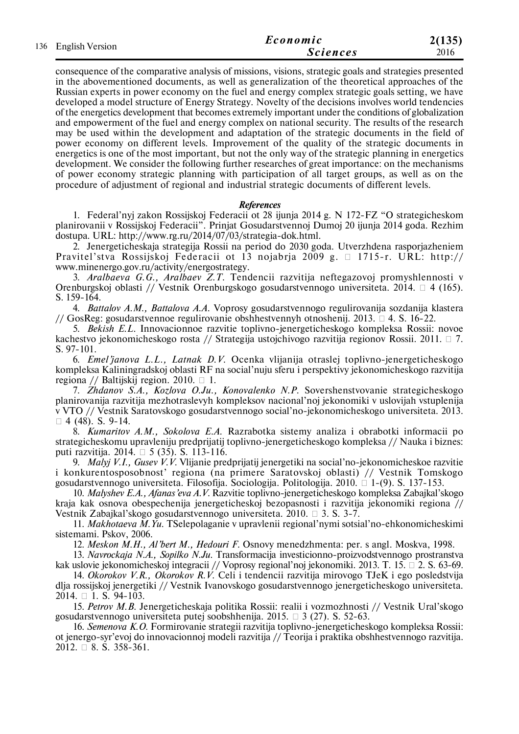consequence of the comparative analysis of missions, visions, strategic goals and strategies presented in the abovementioned documents, as well as generalization of the theoretical approaches of the Russian experts in power economy on the fuel and energy complex strategic goals setting, we have developed a model structure of Energy Strategy. Novelty of the decisions involves world tendencies of the energetics development that becomes extremely important under the conditions of globalization and empowerment of the fuel and energy complex on national security. The results of the research may be used within the development and adaptation of the strategic documents in the field of power economy on different levels. Improvement of the quality of the strategic documents in energetics is one of the most important, but not the only way of the strategic planning in energetics development. We consider the following further researches of great importance: on the mechanisms of power economy strategic planning with participation of all target groups, as well as on the procedure of adjustment of regional and industrial strategic documents of different levels.

### *References*

1. Federal'nyj zakon Rossijskoj Federacii ot 28 ijunja 2014 g. N 172-FZ "O strategicheskom planirovanii v Rossijskoj Federacii". Prinjat Gosudarstvennoj Dumoj 20 ijunja 2014 goda. Rezhim dostupa. URL: http://www.rg.ru/2014/07/03/strategia-dok.html.

2. Jenergeticheskaja strategija Rossii na period do 2030 goda. Utverzhdena rasporjazheniem Pravitel'stva Rossijskoj Federacii ot 13 nojabrja 2009 g. № 1715-r. URL: http://www.minenergo.gov.ru/activity/energostrategy.

3. *Aralbaeva G.G., Aralbaev Z.T.* Tendencii razvitija neftegazovoj promyshlennosti v Orenburgskoj oblasti // Vestnik Orenburgskogo gosudarstvennogo universiteta. 2014. № 4 (165). S. 159-164.

4. *Battalov A.M., Battalova A.A.* Voprosy gosudarstvennogo regulirovanija sozdanija klastera // GosReg: gosudarstvennoe regulirovanie obshhestvennyh otnoshenij. 2013. № 4. S. 16-22.

5. *Bekish E.L.* Innovacionnoe razvitie toplivno-jenergeticheskogo kompleksa Rossii: novoe kachestvo jekonomicheskogo rosta // Strategija ustojchivogo razvitija regionov Rossii. 2011. № 7. S. 97-101.

6. *Emel'janova L.L., Latnak D.V.* Ocenka vlijanija otraslej toplivno-jenergeticheskogo kompleksa Kaliningradskoj oblasti RF na social'nuju sferu i perspektivy jekonomicheskogo razvitija regiona // Baltijskij region. 2010. № 1.

7. *Zhdanov S.A., Kozlova O.Ju., Konovalenko N.P.* Sovershenstvovanie strategicheskogo planirovanija razvitija mezhotraslevyh kompleksov nacional'noj jekonomiki v uslovijah vstuplenija v VTO // Vestnik Saratovskogo gosudarstvennogo social'no-jekonomicheskogo universiteta. 2013. № 4 (48). S. 9-14.

8. *Kumaritov A.M., Sokolova E.A.* Razrabotka sistemy analiza i obrabotki informacii po strategicheskomu upravleniju predprijatij toplivno-jenergeticheskogo kompleksa // Nauka i biznes: puti razvitija. 2014. № 5 (35). S. 113-116.

9. *Malyj V.I., Gusev V.V.* Vlijanie predprijatij jenergetiki na social'no-jekonomicheskoe razvitie i konkurentosposobnost' regiona (na primere Saratovskoj oblasti) // Vestnik Tomskogo gosudarstvennogo universiteta. Filosofija. Sociologija. Politologija. 2010. № 1-(9). S. 137-153.

10. *Malyshev E.A., Afanas'eva A.V.* Razvitie toplivno-jenergeticheskogo kompleksa Zabajkal'skogo kraja kak osnova obespechenija jenergeticheskoj bezopasnosti i razvitija jekonomiki regiona // Vestnik Zabajkal'skogo gosudarstvennogo universiteta. 2010. № 3. S. 3-7.

11. *Makhotaeva M.Yu.* TSelepolaganie v upravlenii regional'nymi sotsial'no-ehkonomicheskimi sistemami. Pskov, 2006.

12. *Meskon M.H., Al'bert M., Hedouri F.* Osnovy menedzhmenta: per. s angl. Moskva, 1998.

13. *Navrockaja N.A., Sopilko N.Ju.* Transformacija investicionno-proizvodstvennogo prostranstva kak uslovie jekonomicheskoj integracii // Voprosy regional'noj jekonomiki. 2013. T. 15. № 2. S. 63-69.

14. *Okorokov V.R., Okorokov R.V.* Celi i tendencii razvitija mirovogo TJeK i ego posledstvija dlja rossijskoj jenergetiki // Vestnik Ivanovskogo gosudarstvennogo jenergeticheskogo universiteta. 2014. № 1. S. 94-103.

15. *Petrov M.B.* Jenergeticheskaja politika Rossii: realii i vozmozhnosti // Vestnik Ural'skogo gosudarstvennogo universiteta putej soobshhenija. 2015. № 3 (27). S. 52-63.

16. *Semenova K.O.* Formirovanie strategii razvitija toplivno-jenergeticheskogo kompleksa Rossii: ot jenergo-syr'evoj do innovacionnoj modeli razvitija // Teorija i praktika obshhestvennogo razvitija. 2012. № 8. S. 358-361.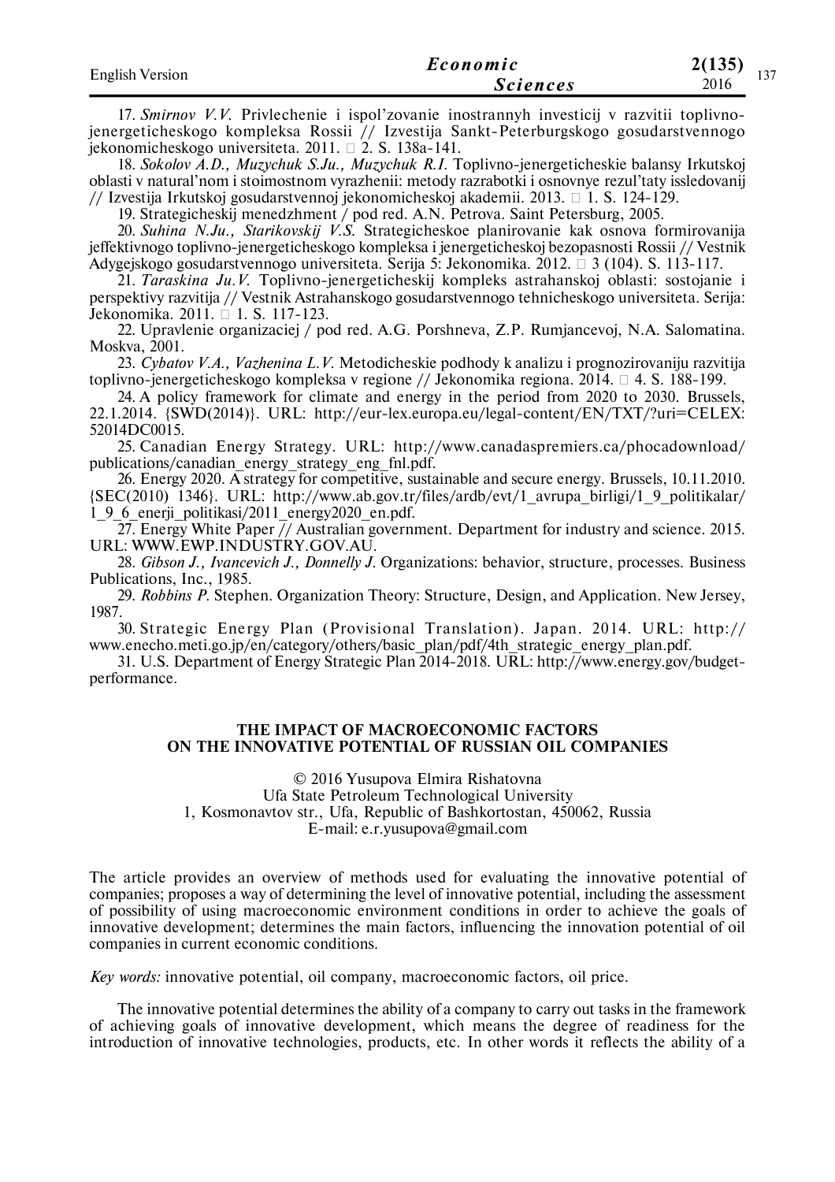17. *Smirnov V.V.* Privlechenie i ispol'zovanie inostrannyh investicij v razvitii toplivno-jenergeticheskogo kompleksa Rossii // Izvestija Sankt-Peterburgskogo gosudarstvennogo jekonomicheskogo universiteta. 2011. □ 2. S. 138a-141.

18. *Sokolov A.D., Muzychuk S.Ju., Muzychuk R.I.* Toplivno-jenergeticheskie balansy Irkutskoj oblasti v natural'nom i stoimostnom vyrazhenii: metody razrabotki i osnovnye rezul'taty issledovanij // Izvestija Irkutskoj gosudarstvennoj jekonomicheskoj akademii. 2013. □ 1. S. 124-129.

19. Strategicheskij menedzhment / pod red. A.N. Petrova. Saint Petersburg, 2005.

20. *Suhina N.Ju., Starikovskij V.S.* Strategicheskoe planirovanie kak osnova formirovanija jeffektivnogo toplivno-jenergeticheskogo kompleksa i jenergeticheskoj bezopasnosti Rossii // Vestnik Adygejskogo gosudarstvennogo universiteta. Serija 5: Jekonomika. 2012. □ 3 (104). S. 113-117.

21. *Taraskina Ju.V.* Toplivno-jenergeticheskij kompleks astrahanskoj oblasti: sostojanie i perspektivy razvitija // Vestnik Astrahanskogo gosudarstvennogo tehnicheskogo universiteta. Serija: Jekonomika. 2011. □ 1. S. 117-123.

22. Upravlenie organizaciej / pod red. A.G. Porshneva, Z.P. Rumjancevoj, N.A. Salomatina. Moskva, 2001.

23. *Cybatov V.A., Vazhenina L.V.* Metodicheskie podhody k analizu i prognozirovaniju razvitija toplivno-jenergeticheskogo kompleksa v regione // Jekonomika regiona. 2014. □ 4. S. 188-199.

24. A policy framework for climate and energy in the period from 2020 to 2030. Brussels, 22.1.2014. {SWD(2014)}. URL: http://eur-lex.europa.eu/legal-content/EN/TXT/?uri=CELEX:52014DC0015.

25. Canadian Energy Strategy. URL: http://www.canadaspremiers.ca/phocadownload/publications/canadian_energy_strategy_eng_fnl.pdf.

26. Energy 2020. A strategy for competitive, sustainable and secure energy. Brussels, 10.11.2010. {SEC(2010) 1346}. URL: http://www.ab.gov.tr/files/ardb/evt/1_avrupa_birligi/1_9_politikalar/1_9_6_enerji_politikasi/2011_energy2020_en.pdf.

27. Energy White Paper // Australian government. Department for industry and science. 2015. URL: WWW.EWP.INDUSTRY.GOV.AU.

28. *Gibson J., Ivancevich J., Donnelly J.* Organizations: behavior, structure, processes. Business Publications, Inc., 1985.

29. *Robbins P.* Stephen. Organization Theory: Structure, Design, and Application. New Jersey, 1987.

30. Strategic Energy Plan (Provisional Translation). Japan. 2014. URL: http://www.enecho.meti.go.jp/en/category/others/basic_plan/pdf/4th_strategic_energy_plan.pdf.

31. U.S. Department of Energy Strategic Plan 2014-2018. URL: http://www.energy.gov/budget-performance.

## THE IMPACT OF MACROECONOMIC FACTORS ON THE INNOVATIVE POTENTIAL OF RUSSIAN OIL COMPANIES

© 2016 Yusupova Elmira Rishatovna
Ufa State Petroleum Technological University
1, Kosmonavtov str., Ufa, Republic of Bashkortostan, 450062, Russia
E-mail: e.r.yusupova@gmail.com

The article provides an overview of methods used for evaluating the innovative potential of companies; proposes a way of determining the level of innovative potential, including the assessment of possibility of using macroeconomic environment conditions in order to achieve the goals of innovative development; determines the main factors, influencing the innovation potential of oil companies in current economic conditions.

*Key words:* innovative potential, oil company, macroeconomic factors, oil price.

The innovative potential determines the ability of a company to carry out tasks in the framework of achieving goals of innovative development, which means the degree of readiness for the introduction of innovative technologies, products, etc. In other words it reflects the ability of a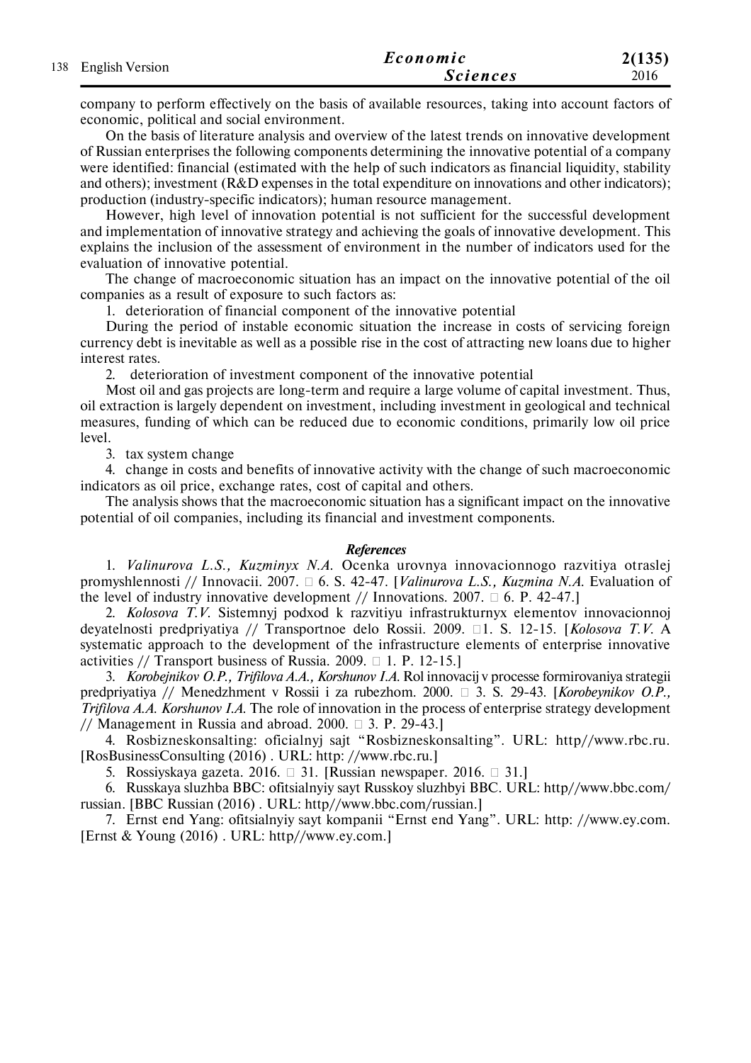company to perform effectively on the basis of available resources, taking into account factors of economic, political and social environment.

On the basis of literature analysis and overview of the latest trends on innovative development of Russian enterprises the following components determining the innovative potential of a company were identified: financial (estimated with the help of such indicators as financial liquidity, stability and others); investment (R&D expenses in the total expenditure on innovations and other indicators); production (industry-specific indicators); human resource management.

However, high level of innovation potential is not sufficient for the successful development and implementation of innovative strategy and achieving the goals of innovative development. This explains the inclusion of the assessment of environment in the number of indicators used for the evaluation of innovative potential.

The change of macroeconomic situation has an impact on the innovative potential of the oil companies as a result of exposure to such factors as:

1. deterioration of financial component of the innovative potential

During the period of instable economic situation the increase in costs of servicing foreign currency debt is inevitable as well as a possible rise in the cost of attracting new loans due to higher interest rates.

2. deterioration of investment component of the innovative potential

Most oil and gas projects are long-term and require a large volume of capital investment. Thus, oil extraction is largely dependent on investment, including investment in geological and technical measures, funding of which can be reduced due to economic conditions, primarily low oil price level.

3. tax system change

4. change in costs and benefits of innovative activity with the change of such macroeconomic indicators as oil price, exchange rates, cost of capital and others.

The analysis shows that the macroeconomic situation has a significant impact on the innovative potential of oil companies, including its financial and investment components.

### *References*

1. *Valinurova L.S., Kuzminyx N.A.* Ocenka urovnya innovacionnogo razvitiya otraslej promyshlennosti // Innovacii. 2007. № 6. S. 42-47. [*Valinurova L.S., Kuzmina N.A.* Evaluation of the level of industry innovative development // Innovations. 2007. № 6. P. 42-47.]

2. *Kolosova T.V.* Sistemnyj podxod k razvitiyu infrastrukturnyx elementov innovacionnoj deyatelnosti predpriyatiya // Transportnoe delo Rossii. 2009. №1. S. 12-15. [*Kolosova T.V.* A systematic approach to the development of the infrastructure elements of enterprise innovative activities // Transport business of Russia. 2009. № 1. P. 12-15.]

3. *Korobejnikov O.P., Trifilova A.A., Korshunov I.A.* Rol innovacij v processe formirovaniya strategii predpriyatiya // Menedzhment v Rossii i za rubezhom. 2000. № 3. S. 29-43. [*Korobeynikov O.P., Trifilova A.A. Korshunov I.A.* The role of innovation in the process of enterprise strategy development // Management in Russia and abroad. 2000. № 3. P. 29-43.]

4. Rosbizneskonsalting: oficialnyj sajt "Rosbizneskonsalting". URL: http//www.rbc.ru. [RosBusinessConsulting (2016) . URL: http: //www.rbc.ru.]

5. Rossiyskaya gazeta. 2016. № 31. [Russian newspaper. 2016. № 31.]

6. Russkaya sluzhba BBC: ofitsialnyiy sayt Russkoy sluzhbyi BBC. URL: http//www.bbc.com/russian. [BBC Russian (2016) . URL: http//www.bbc.com/russian.]

7. Ernst end Yang: ofitsialnyiy sayt kompanii "Ernst end Yang". URL: http: //www.ey.com. [Ernst & Young (2016) . URL: http//www.ey.com.]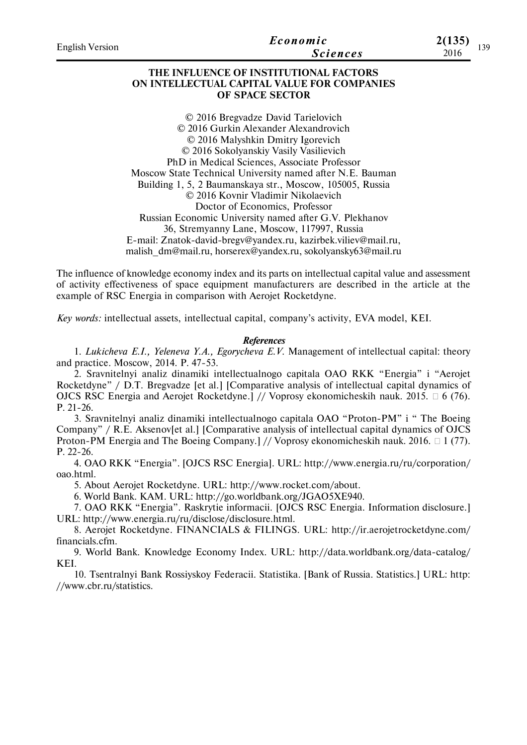# THE INFLUENCE OF INSTITUTIONAL FACTORS ON INTELLECTUAL CAPITAL VALUE FOR COMPANIES OF SPACE SECTOR

© 2016 Bregvadze David Tarielovich
© 2016 Gurkin Alexander Alexandrovich
© 2016 Malyshkin Dmitry Igorevich
© 2016 Sokolyanskiy Vasily Vasilievich
PhD in Medical Sciences, Associate Professor
Moscow State Technical University named after N.E. Bauman
Building 1, 5, 2 Baumanskaya str., Moscow, 105005, Russia
© 2016 Kovnir Vladimir Nikolaevich
Doctor of Economics, Professor
Russian Economic University named after G.V. Plekhanov
36, Stremyanny Lane, Moscow, 117997, Russia
E-mail: Znatok-david-bregv@yandex.ru, kazirbek.viliev@mail.ru, malish_dm@mail.ru, horserex@yandex.ru, sokolyansky63@mail.ru

The influence of knowledge economy index and its parts on intellectual capital value and assessment of activity effectiveness of space equipment manufacturers are described in the article at the example of RSC Energia in comparison with Aerojet Rocketdyne.

*Key words:* intellectual assets, intellectual capital, company's activity, EVA model, KEI.

### References

1. *Lukicheva E.I., Yeleneva Y.A., Egorycheva E.V.* Management of intellectual capital: theory and practice. Moscow, 2014. P. 47-53.
2. Sravnitelnyi analiz dinamiki intellectualnogo capitala OAO RKK "Energia" i "Aerojet Rocketdyne" / D.T. Bregvadze [et al.] [Comparative analysis of intellectual capital dynamics of OJCS RSC Energia and Aerojet Rocketdyne.] // Voprosy ekonomicheskih nauk. 2015. № 6 (76). P. 21-26.
3. Sravnitelnyi analiz dinamiki intellectualnogo capitala OAO "Proton-PM" i " The Boeing Company" / R.E. Aksenov[et al.] [Comparative analysis of intellectual capital dynamics of OJCS Proton-PM Energia and The Boeing Company.] // Voprosy ekonomicheskih nauk. 2016. № 1 (77). P. 22-26.
4. OAO RKK "Energia". [OJCS RSC Energia]. URL: http://www.energia.ru/ru/corporation/oao.html.
5. About Aerojet Rocketdyne. URL: http://www.rocket.com/about.
6. World Bank. KAM. URL: http://go.worldbank.org/JGAO5XE940.
7. OAO RKK "Energia". Raskrytie informacii. [OJCS RSC Energia. Information disclosure.] URL: http://www.energia.ru/ru/disclose/disclosure.html.
8. Aerojet Rocketdyne. FINANCIALS & FILINGS. URL: http://ir.aerojetrocketdyne.com/financials.cfm.
9. World Bank. Knowledge Economy Index. URL: http://data.worldbank.org/data-catalog/KEI.
10. Tsentralnyi Bank Rossiyskoy Federacii. Statistika. [Bank of Russia. Statistics.] URL: http://www.cbr.ru/statistics.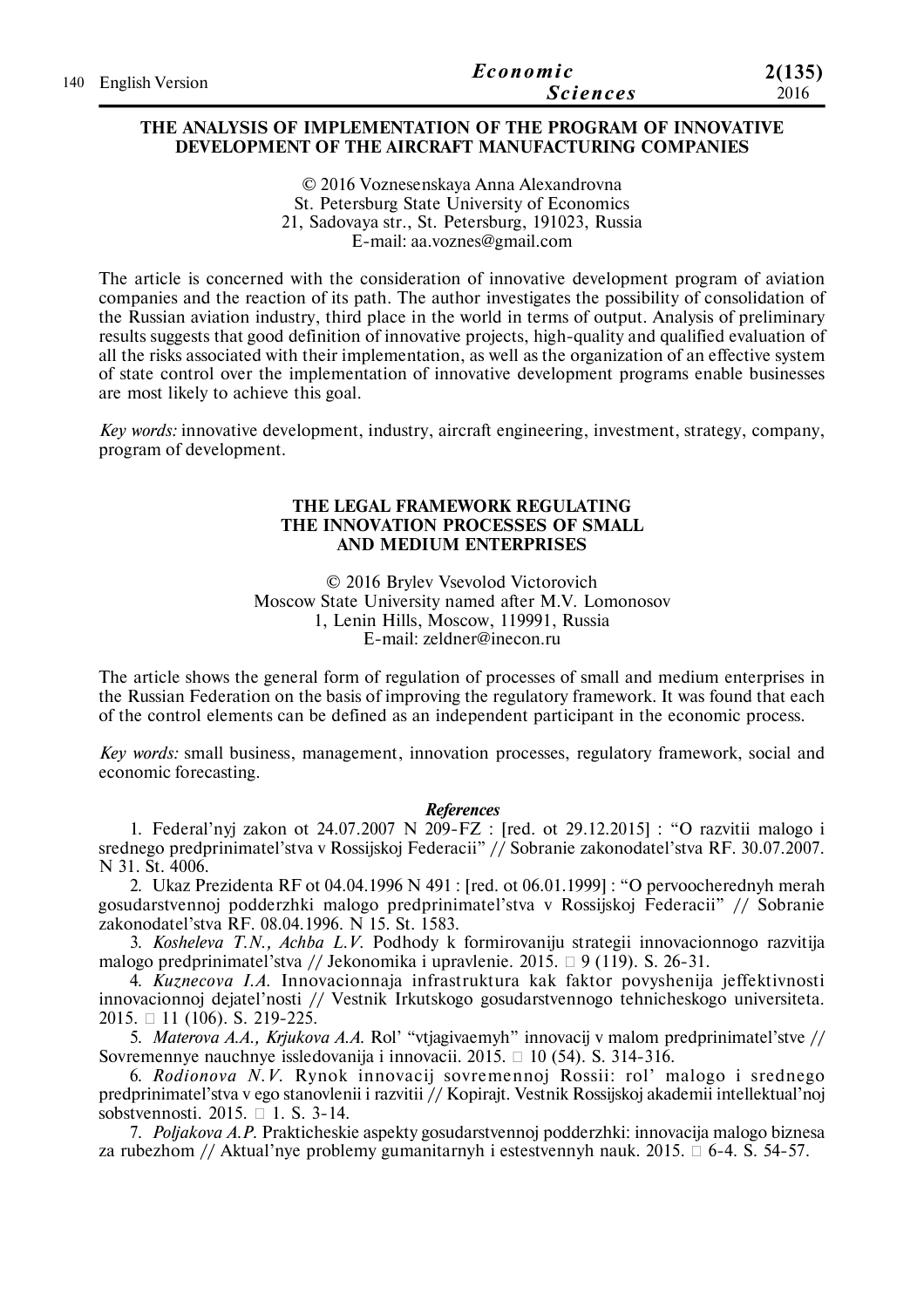## THE ANALYSIS OF IMPLEMENTATION OF THE PROGRAM OF INNOVATIVE DEVELOPMENT OF THE AIRCRAFT MANUFACTURING COMPANIES

© 2016 Voznesenskaya Anna Alexandrovna
St. Petersburg State University of Economics
21, Sadovaya str., St. Petersburg, 191023, Russia
E-mail: aa.voznes@gmail.com

The article is concerned with the consideration of innovative development program of aviation companies and the reaction of its path. The author investigates the possibility of consolidation of the Russian aviation industry, third place in the world in terms of output. Analysis of preliminary results suggests that good definition of innovative projects, high-quality and qualified evaluation of all the risks associated with their implementation, as well as the organization of an effective system of state control over the implementation of innovative development programs enable businesses are most likely to achieve this goal.

*Key words:* innovative development, industry, aircraft engineering, investment, strategy, company, program of development.

## THE LEGAL FRAMEWORK REGULATING THE INNOVATION PROCESSES OF SMALL AND MEDIUM ENTERPRISES

© 2016 Brylev Vsevolod Victorovich
Moscow State University named after M.V. Lomonosov
1, Lenin Hills, Moscow, 119991, Russia
E-mail: zeldner@inecon.ru

The article shows the general form of regulation of processes of small and medium enterprises in the Russian Federation on the basis of improving the regulatory framework. It was found that each of the control elements can be defined as an independent participant in the economic process.

*Key words:* small business, management, innovation processes, regulatory framework, social and economic forecasting.

***References***

1. Federal'nyj zakon ot 24.07.2007 N 209-FZ : [red. ot 29.12.2015] : "O razvitii malogo i srednego predprinimatel'stva v Rossijskoj Federacii" // Sobranie zakonodatel'stva RF. 30.07.2007. N 31. St. 4006.
2. Ukaz Prezidenta RF ot 04.04.1996 N 491 : [red. ot 06.01.1999] : "O pervoocherednyh merah gosudarstvennoj podderzhki malogo predprinimatel'stva v Rossijskoj Federacii" // Sobranie zakonodatel'stva RF. 08.04.1996. N 15. St. 1583.
3. *Kosheleva T.N., Achba L.V.* Podhody k formirovaniju strategii innovacionnogo razvitija malogo predprinimatel'stva // Jekonomika i upravlenie. 2015. □ 9 (119). S. 26-31.
4. *Kuznecova I.A.* Innovacionnaja infrastruktura kak faktor povyshenija jeffektivnosti innovacionnoj dejatel'nosti // Vestnik Irkutskogo gosudarstvennogo tehnicheskogo universiteta. 2015. □ 11 (106). S. 219-225.
5. *Materova A.A., Krjukova A.A.* Rol' "vtjagivaemyh" innovacij v malom predprinimatel'stve // Sovremennye nauchnye issledovanija i innovacii. 2015. □ 10 (54). S. 314-316.
6. *Rodionova N.V.* Rynok innovacij sovremennoj Rossii: rol' malogo i srednego predprinimatel'stva v ego stanovlenii i razvitii // Kopirajt. Vestnik Rossijskoj akademii intellektual'noj sobstvennosti. 2015. □ 1. S. 3-14.
7. *Poljakova A.P.* Prakticheskie aspekty gosudarstvennoj podderzhki: innovacija malogo biznesa za rubezhom // Aktual'nye problemy gumanitarnyh i estestvennyh nauk. 2015. □ 6-4. S. 54-57.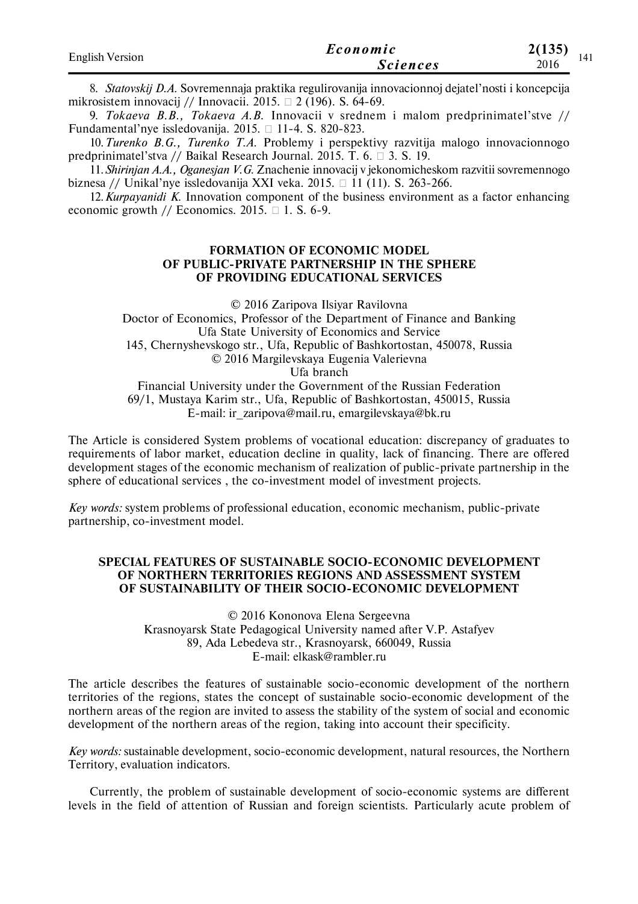8. *Statovskij D.A.* Sovremennaja praktika regulirovanija innovacionnoj dejatel'nosti i koncepcija mikrosistem innovacij // Innovacii. 2015. № 2 (196). S. 64-69.

9. *Tokaeva B.B., Tokaeva A.B.* Innovacii v srednem i malom predprinimatel'stve // Fundamental'nye issledovanija. 2015. № 11-4. S. 820-823.

10. *Turenko B.G., Turenko T.A.* Problemy i perspektivy razvitija malogo innovacionnogo predprinimatel'stva // Baikal Research Journal. 2015. T. 6. № 3. S. 19.

11. *Shirinjan A.A., Oganesjan V.G.* Znachenie innovacij v jekonomicheskom razvitii sovremennogo biznesa // Unikal'nye issledovanija XXI veka. 2015. № 11 (11). S. 263-266.

12. *Kurpayanidi K.* Innovation component of the business environment as a factor enhancing economic growth // Economics. 2015. № 1. S. 6-9.

## FORMATION OF ECONOMIC MODEL OF PUBLIC-PRIVATE PARTNERSHIP IN THE SPHERE OF PROVIDING EDUCATIONAL SERVICES

© 2016 Zaripova Ilsiyar Ravilovna
Doctor of Economics, Professor of the Department of Finance and Banking
Ufa State University of Economics and Service
145, Chernyshevskogo str., Ufa, Republic of Bashkortostan, 450078, Russia
© 2016 Margilevskaya Eugenia Valerievna
Ufa branch
Financial University under the Government of the Russian Federation
69/1, Mustaya Karim str., Ufa, Republic of Bashkortostan, 450015, Russia
E-mail: ir_zaripova@mail.ru, emargilevskaya@bk.ru

The Article is considered System problems of vocational education: discrepancy of graduates to requirements of labor market, education decline in quality, lack of financing. There are offered development stages of the economic mechanism of realization of public-private partnership in the sphere of educational services , the co-investment model of investment projects.

*Key words:* system problems of professional education, economic mechanism, public-private partnership, co-investment model.

## SPECIAL FEATURES OF SUSTAINABLE SOCIO-ECONOMIC DEVELOPMENT OF NORTHERN TERRITORIES REGIONS AND ASSESSMENT SYSTEM OF SUSTAINABILITY OF THEIR SOCIO-ECONOMIC DEVELOPMENT

© 2016 Kononova Elena Sergeevna
Krasnoyarsk State Pedagogical University named after V.P. Astafyev
89, Ada Lebedeva str., Krasnoyarsk, 660049, Russia
E-mail: elkask@rambler.ru

The article describes the features of sustainable socio-economic development of the northern territories of the regions, states the concept of sustainable socio-economic development of the northern areas of the region are invited to assess the stability of the system of social and economic development of the northern areas of the region, taking into account their specificity.

*Key words:* sustainable development, socio-economic development, natural resources, the Northern Territory, evaluation indicators.

Currently, the problem of sustainable development of socio-economic systems are different levels in the field of attention of Russian and foreign scientists. Particularly acute problem of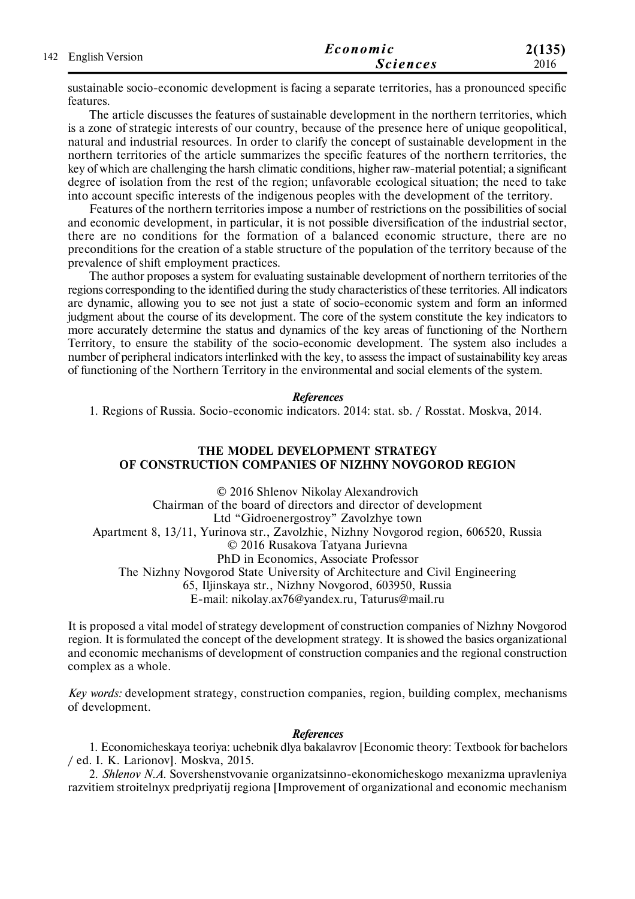sustainable socio-economic development is facing a separate territories, has a pronounced specific features.

The article discusses the features of sustainable development in the northern territories, which is a zone of strategic interests of our country, because of the presence here of unique geopolitical, natural and industrial resources. In order to clarify the concept of sustainable development in the northern territories of the article summarizes the specific features of the northern territories, the key of which are challenging the harsh climatic conditions, higher raw-material potential; a significant degree of isolation from the rest of the region; unfavorable ecological situation; the need to take into account specific interests of the indigenous peoples with the development of the territory.

Features of the northern territories impose a number of restrictions on the possibilities of social and economic development, in particular, it is not possible diversification of the industrial sector, there are no conditions for the formation of a balanced economic structure, there are no preconditions for the creation of a stable structure of the population of the territory because of the prevalence of shift employment practices.

The author proposes a system for evaluating sustainable development of northern territories of the regions corresponding to the identified during the study characteristics of these territories. All indicators are dynamic, allowing you to see not just a state of socio-economic system and form an informed judgment about the course of its development. The core of the system constitute the key indicators to more accurately determine the status and dynamics of the key areas of functioning of the Northern Territory, to ensure the stability of the socio-economic development. The system also includes a number of peripheral indicators interlinked with the key, to assess the impact of sustainability key areas of functioning of the Northern Territory in the environmental and social elements of the system.

***References***

1. Regions of Russia. Socio-economic indicators. 2014: stat. sb. / Rosstat. Moskva, 2014.

## THE MODEL DEVELOPMENT STRATEGY OF CONSTRUCTION COMPANIES OF NIZHNY NOVGOROD REGION

© 2016 Shlenov Nikolay Alexandrovich
Chairman of the board of directors and director of development
Ltd "Gidroenergostroy" Zavolzhye town
Apartment 8, 13/11, Yurinova str., Zavolzhie, Nizhny Novgorod region, 606520, Russia
© 2016 Rusakova Tatyana Jurievna
PhD in Economics, Associate Professor
The Nizhny Novgorod State University of Architecture and Civil Engineering
65, Iljinskaya str., Nizhny Novgorod, 603950, Russia
E-mail: nikolay.ax76@yandex.ru, Taturus@mail.ru

It is proposed a vital model of strategy development of construction companies of Nizhny Novgorod region. It is formulated the concept of the development strategy. It is showed the basics organizational and economic mechanisms of development of construction companies and the regional construction complex as a whole.

*Key words:* development strategy, construction companies, region, building complex, mechanisms of development.

***References***

1. Economicheskaya teoriya: uchebnik dlya bakalavrov [Economic theory: Textbook for bachelors / ed. I. K. Larionov]. Moskva, 2015.
2. *Shlenov N.A.* Sovershenstvovanie organizatsinno-ekonomicheskogo mexanizma upravleniya razvitiem stroitelnyx predpriyatij regiona [Improvement of organizational and economic mechanism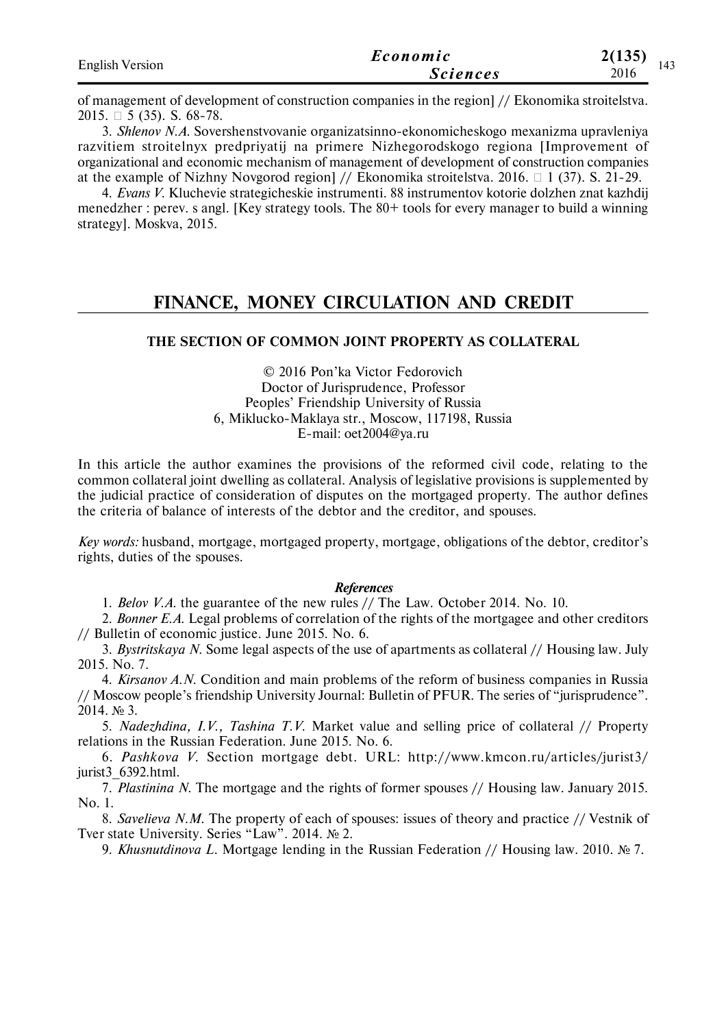of management of development of construction companies in the region] // Ekonomika stroitelstva. 2015. □ 5 (35). S. 68-78.

3. *Shlenov N.A.* Sovershenstvovanie organizatsinno-ekonomicheskogo mexanizma upravleniya razvitiem stroitelnyx predpriyatij na primere Nizhegorodskogo regiona [Improvement of organizational and economic mechanism of management of development of construction companies at the example of Nizhny Novgorod region] // Ekonomika stroitelstva. 2016. □ 1 (37). S. 21-29.

4. *Evans V.* Kluchevie strategicheskie instrumenti. 88 instrumentov kotorie dolzhen znat kazhdij menedzher : perev. s angl. [Key strategy tools. The 80+ tools for every manager to build a winning strategy]. Moskva, 2015.

# FINANCE, MONEY CIRCULATION AND CREDIT

## THE SECTION OF COMMON JOINT PROPERTY AS COLLATERAL

© 2016 Pon'ka Victor Fedorovich
Doctor of Jurisprudence, Professor
Peoples' Friendship University of Russia
6, Miklucko-Maklaya str., Moscow, 117198, Russia
E-mail: oet2004@ya.ru

In this article the author examines the provisions of the reformed civil code, relating to the common collateral joint dwelling as collateral. Analysis of legislative provisions is supplemented by the judicial practice of consideration of disputes on the mortgaged property. The author defines the criteria of balance of interests of the debtor and the creditor, and spouses.

*Key words:* husband, mortgage, mortgaged property, mortgage, obligations of the debtor, creditor's rights, duties of the spouses.

### *References*

1. *Belov V.A.* the guarantee of the new rules // The Law. October 2014. No. 10.

2. *Bonner E.A.* Legal problems of correlation of the rights of the mortgagee and other creditors // Bulletin of economic justice. June 2015. No. 6.

3. *Bystritskaya N.* Some legal aspects of the use of apartments as collateral // Housing law. July 2015. No. 7.

4. *Kirsanov A.N.* Condition and main problems of the reform of business companies in Russia // Moscow people's friendship University Journal: Bulletin of PFUR. The series of "jurisprudence". 2014. № 3.

5. *Nadezhdina, I.V., Tashina T.V.* Market value and selling price of collateral // Property relations in the Russian Federation. June 2015. No. 6.

6. *Pashkova V.* Section mortgage debt. URL: http://www.kmcon.ru/articles/jurist3/jurist3_6392.html.

7. *Plastinina N.* The mortgage and the rights of former spouses // Housing law. January 2015. No. 1.

8. *Savelieva N.M.* The property of each of spouses: issues of theory and practice // Vestnik of Tver state University. Series "Law". 2014. № 2.

9. *Khusnutdinova L.* Mortgage lending in the Russian Federation // Housing law. 2010. № 7.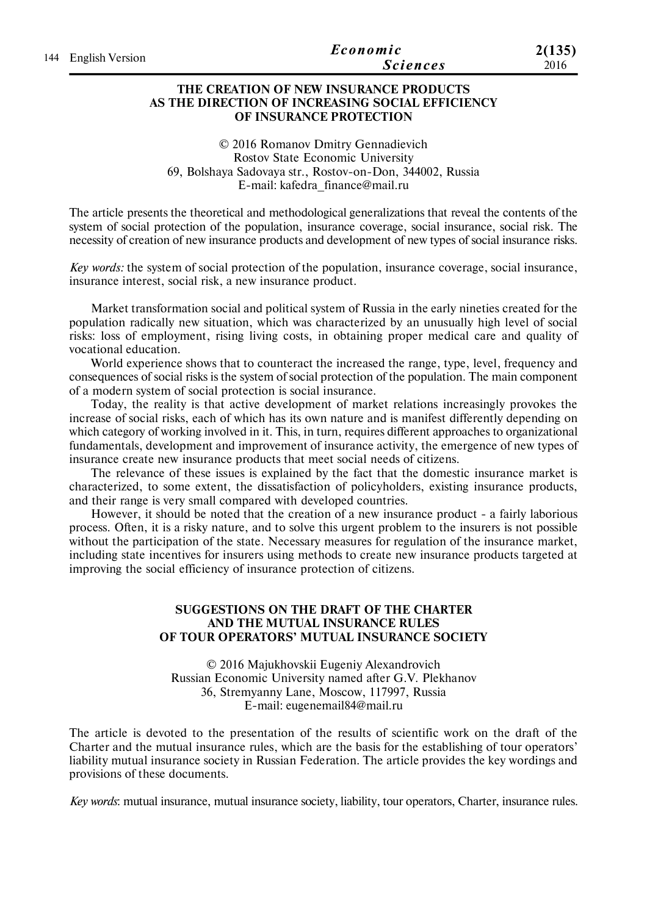## THE CREATION OF NEW INSURANCE PRODUCTS AS THE DIRECTION OF INCREASING SOCIAL EFFICIENCY OF INSURANCE PROTECTION

© 2016 Romanov Dmitry Gennadievich
Rostov State Economic University
69, Bolshaya Sadovaya str., Rostov-on-Don, 344002, Russia
E-mail: kafedra_finance@mail.ru

The article presents the theoretical and methodological generalizations that reveal the contents of the system of social protection of the population, insurance coverage, social insurance, social risk. The necessity of creation of new insurance products and development of new types of social insurance risks.

*Key words:* the system of social protection of the population, insurance coverage, social insurance, insurance interest, social risk, a new insurance product.

Market transformation social and political system of Russia in the early nineties created for the population radically new situation, which was characterized by an unusually high level of social risks: loss of employment, rising living costs, in obtaining proper medical care and quality of vocational education.

World experience shows that to counteract the increased the range, type, level, frequency and consequences of social risks is the system of social protection of the population. The main component of a modern system of social protection is social insurance.

Today, the reality is that active development of market relations increasingly provokes the increase of social risks, each of which has its own nature and is manifest differently depending on which category of working involved in it. This, in turn, requires different approaches to organizational fundamentals, development and improvement of insurance activity, the emergence of new types of insurance create new insurance products that meet social needs of citizens.

The relevance of these issues is explained by the fact that the domestic insurance market is characterized, to some extent, the dissatisfaction of policyholders, existing insurance products, and their range is very small compared with developed countries.

However, it should be noted that the creation of a new insurance product - a fairly laborious process. Often, it is a risky nature, and to solve this urgent problem to the insurers is not possible without the participation of the state. Necessary measures for regulation of the insurance market, including state incentives for insurers using methods to create new insurance products targeted at improving the social efficiency of insurance protection of citizens.

## SUGGESTIONS ON THE DRAFT OF THE CHARTER AND THE MUTUAL INSURANCE RULES OF TOUR OPERATORS' MUTUAL INSURANCE SOCIETY

© 2016 Majukhovskii Eugeniy Alexandrovich
Russian Economic University named after G.V. Plekhanov
36, Stremyanny Lane, Moscow, 117997, Russia
E-mail: eugenemail84@mail.ru

The article is devoted to the presentation of the results of scientific work on the draft of the Charter and the mutual insurance rules, which are the basis for the establishing of tour operators' liability mutual insurance society in Russian Federation. The article provides the key wordings and provisions of these documents.

*Key words*: mutual insurance, mutual insurance society, liability, tour operators, Charter, insurance rules.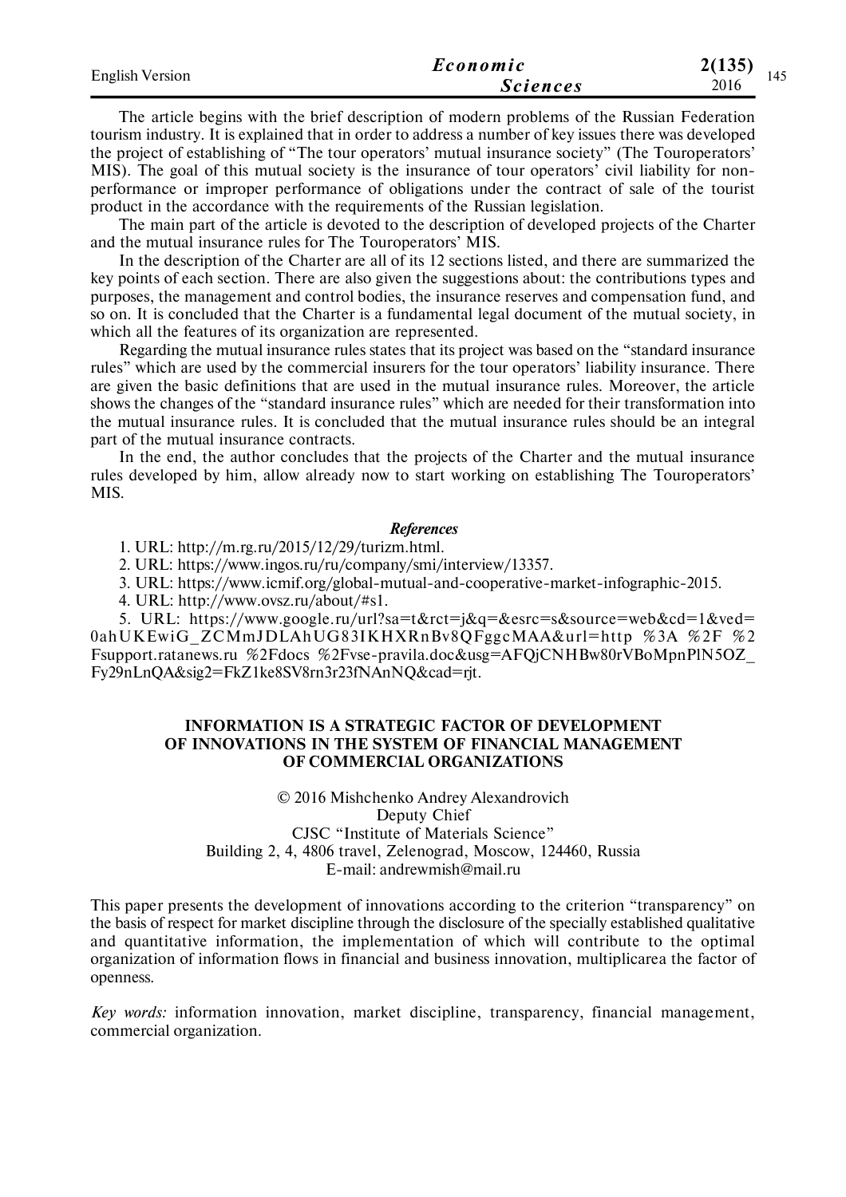The article begins with the brief description of modern problems of the Russian Federation tourism industry. It is explained that in order to address a number of key issues there was developed the project of establishing of "The tour operators' mutual insurance society" (The Touroperators' MIS). The goal of this mutual society is the insurance of tour operators' civil liability for non-performance or improper performance of obligations under the contract of sale of the tourist product in the accordance with the requirements of the Russian legislation.

The main part of the article is devoted to the description of developed projects of the Charter and the mutual insurance rules for The Touroperators' MIS.

In the description of the Charter are all of its 12 sections listed, and there are summarized the key points of each section. There are also given the suggestions about: the contributions types and purposes, the management and control bodies, the insurance reserves and compensation fund, and so on. It is concluded that the Charter is a fundamental legal document of the mutual society, in which all the features of its organization are represented.

Regarding the mutual insurance rules states that its project was based on the "standard insurance rules" which are used by the commercial insurers for the tour operators' liability insurance. There are given the basic definitions that are used in the mutual insurance rules. Moreover, the article shows the changes of the "standard insurance rules" which are needed for their transformation into the mutual insurance rules. It is concluded that the mutual insurance rules should be an integral part of the mutual insurance contracts.

In the end, the author concludes that the projects of the Charter and the mutual insurance rules developed by him, allow already now to start working on establishing The Touroperators' MIS.

### *References*

1. URL: http://m.rg.ru/2015/12/29/turizm.html.
2. URL: https://www.ingos.ru/ru/company/smi/interview/13357.
3. URL: https://www.icmif.org/global-mutual-and-cooperative-market-infographic-2015.
4. URL: http://www.ovsz.ru/about/#s1.
5. URL: https://www.google.ru/url?sa=t&rct=j&q=&esrc=s&source=web&cd=1&ved=0ahUKEwiG_ZCMmJDLAhUG83IKHXRnBv8QFggcMAA&url=http %3A %2F %2Fsupport.ratanews.ru %2Fdocs %2Fvse-pravila.doc&usg=AFQjCNHBw80rVBoMpnPlN5OZ_Fy29nLnQA&sig2=FkZ1ke8SV8rn3r23fNAnNQ&cad=rjt.

## INFORMATION IS A STRATEGIC FACTOR OF DEVELOPMENT OF INNOVATIONS IN THE SYSTEM OF FINANCIAL MANAGEMENT OF COMMERCIAL ORGANIZATIONS

© 2016 Mishchenko Andrey Alexandrovich
Deputy Chief
CJSC "Institute of Materials Science"
Building 2, 4, 4806 travel, Zelenograd, Moscow, 124460, Russia
E-mail: andrewmish@mail.ru

This paper presents the development of innovations according to the criterion "transparency" on the basis of respect for market discipline through the disclosure of the specially established qualitative and quantitative information, the implementation of which will contribute to the optimal organization of information flows in financial and business innovation, multiplicarea the factor of openness.

*Key words:* information innovation, market discipline, transparency, financial management, commercial organization.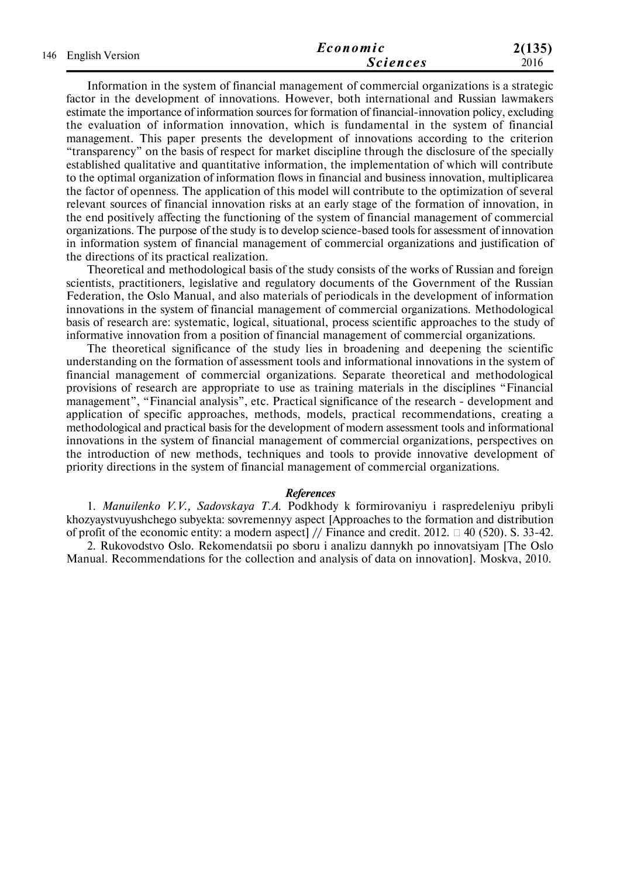Information in the system of financial management of commercial organizations is a strategic factor in the development of innovations. However, both international and Russian lawmakers estimate the importance of information sources for formation of financial-innovation policy, excluding the evaluation of information innovation, which is fundamental in the system of financial management. This paper presents the development of innovations according to the criterion “transparency” on the basis of respect for market discipline through the disclosure of the specially established qualitative and quantitative information, the implementation of which will contribute to the optimal organization of information flows in financial and business innovation, multiplicarea the factor of openness. The application of this model will contribute to the optimization of several relevant sources of financial innovation risks at an early stage of the formation of innovation, in the end positively affecting the functioning of the system of financial management of commercial organizations. The purpose of the study is to develop science-based tools for assessment of innovation in information system of financial management of commercial organizations and justification of the directions of its practical realization.

Theoretical and methodological basis of the study consists of the works of Russian and foreign scientists, practitioners, legislative and regulatory documents of the Government of the Russian Federation, the Oslo Manual, and also materials of periodicals in the development of information innovations in the system of financial management of commercial organizations. Methodological basis of research are: systematic, logical, situational, process scientific approaches to the study of informative innovation from a position of financial management of commercial organizations.

The theoretical significance of the study lies in broadening and deepening the scientific understanding on the formation of assessment tools and informational innovations in the system of financial management of commercial organizations. Separate theoretical and methodological provisions of research are appropriate to use as training materials in the disciplines “Financial management”, “Financial analysis”, etc. Practical significance of the research - development and application of specific approaches, methods, models, practical recommendations, creating a methodological and practical basis for the development of modern assessment tools and informational innovations in the system of financial management of commercial organizations, perspectives on the introduction of new methods, techniques and tools to provide innovative development of priority directions in the system of financial management of commercial organizations.

***References***

1. *Manuilenko V.V., Sadovskaya T.A.* Podkhody k formirovaniyu i raspredeleniyu pribyli khozyaystvuyushchego subyekta: sovremennyy aspect [Approaches to the formation and distribution of profit of the economic entity: a modern aspect] // Finance and credit. 2012. № 40 (520). S. 33-42.

2. Rukovodstvo Oslo. Rekomendatsii po sboru i analizu dannykh po innovatsiyam [The Oslo Manual. Recommendations for the collection and analysis of data on innovation]. Moskva, 2010.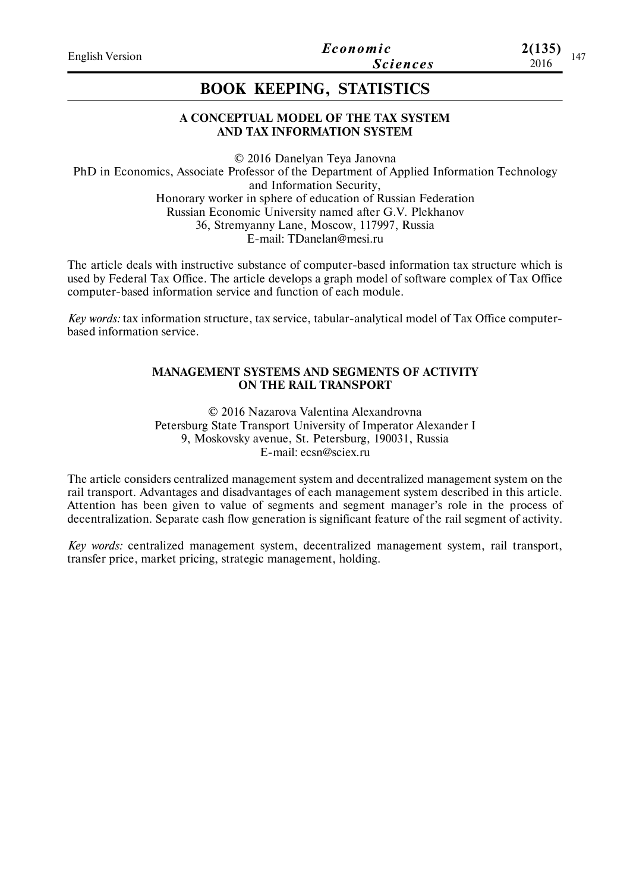## BOOK KEEPING, STATISTICS

### A CONCEPTUAL MODEL OF THE TAX SYSTEM AND TAX INFORMATION SYSTEM

© 2016 Danelyan Teya Janovna
PhD in Economics, Associate Professor of the Department of Applied Information Technology and Information Security,
Honorary worker in sphere of education of Russian Federation
Russian Economic University named after G.V. Plekhanov
36, Stremyanny Lane, Moscow, 117997, Russia
E-mail: TDanelan@mesi.ru

The article deals with instructive substance of computer-based information tax structure which is used by Federal Tax Office. The article develops a graph model of software complex of Tax Office computer-based information service and function of each module.

*Key words:* tax information structure, tax service, tabular-analytical model of Tax Office computer-based information service.

### MANAGEMENT SYSTEMS AND SEGMENTS OF ACTIVITY ON THE RAIL TRANSPORT

© 2016 Nazarova Valentina Alexandrovna
Petersburg State Transport University of Imperator Alexander I
9, Moskovsky avenue, St. Petersburg, 190031, Russia
E-mail: ecsn@sciex.ru

The article considers centralized management system and decentralized management system on the rail transport. Advantages and disadvantages of each management system described in this article. Attention has been given to value of segments and segment manager's role in the process of decentralization. Separate cash flow generation is significant feature of the rail segment of activity.

*Key words:* centralized management system, decentralized management system, rail transport, transfer price, market pricing, strategic management, holding.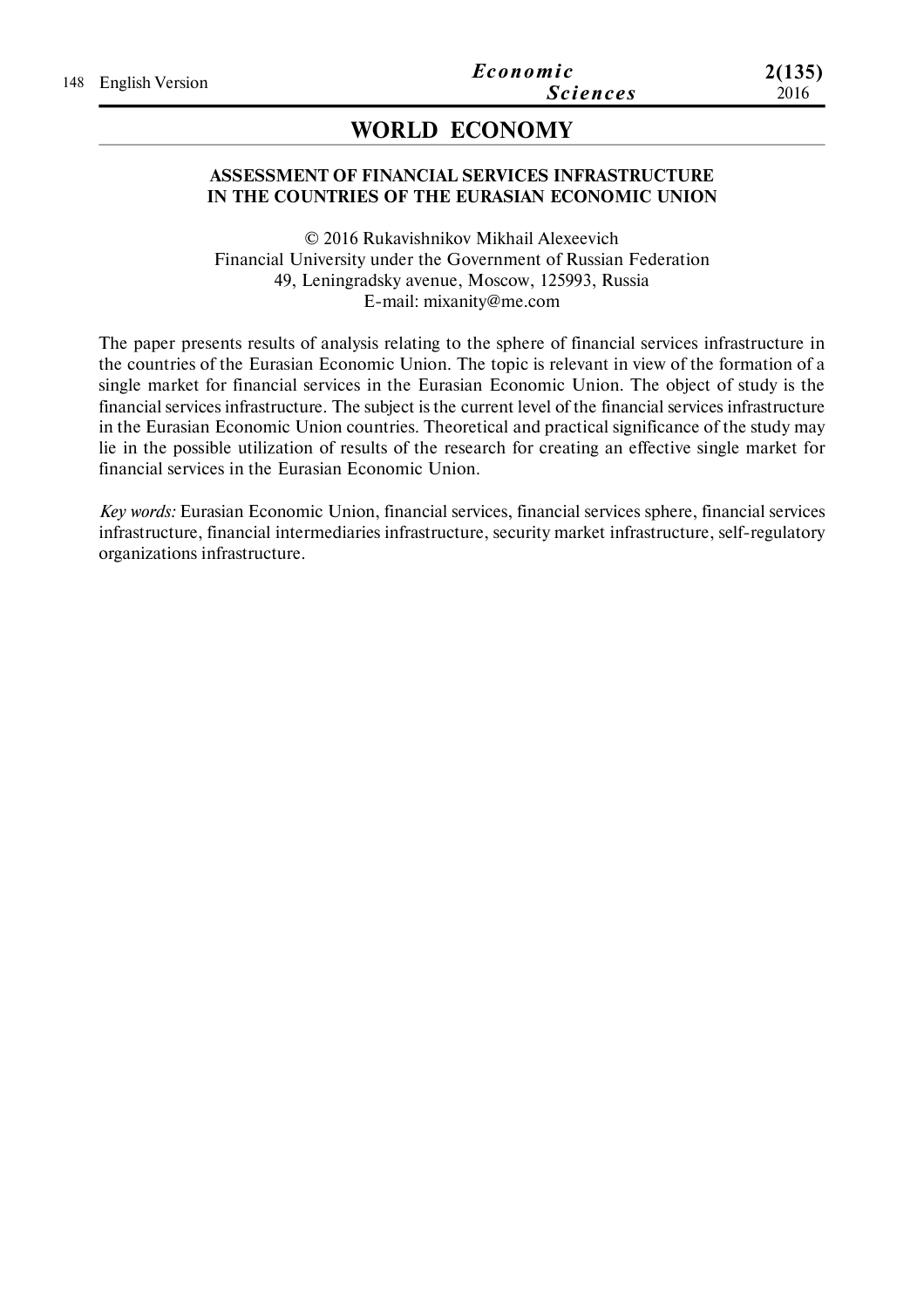## WORLD ECONOMY

### ASSESSMENT OF FINANCIAL SERVICES INFRASTRUCTURE IN THE COUNTRIES OF THE EURASIAN ECONOMIC UNION

© 2016 Rukavishnikov Mikhail Alexeevich
Financial University under the Government of Russian Federation
49, Leningradsky avenue, Moscow, 125993, Russia
E-mail: mixanity@me.com

The paper presents results of analysis relating to the sphere of financial services infrastructure in the countries of the Eurasian Economic Union. The topic is relevant in view of the formation of a single market for financial services in the Eurasian Economic Union. The object of study is the financial services infrastructure. The subject is the current level of the financial services infrastructure in the Eurasian Economic Union countries. Theoretical and practical significance of the study may lie in the possible utilization of results of the research for creating an effective single market for financial services in the Eurasian Economic Union.

*Key words:* Eurasian Economic Union, financial services, financial services sphere, financial services infrastructure, financial intermediaries infrastructure, security market infrastructure, self-regulatory organizations infrastructure.